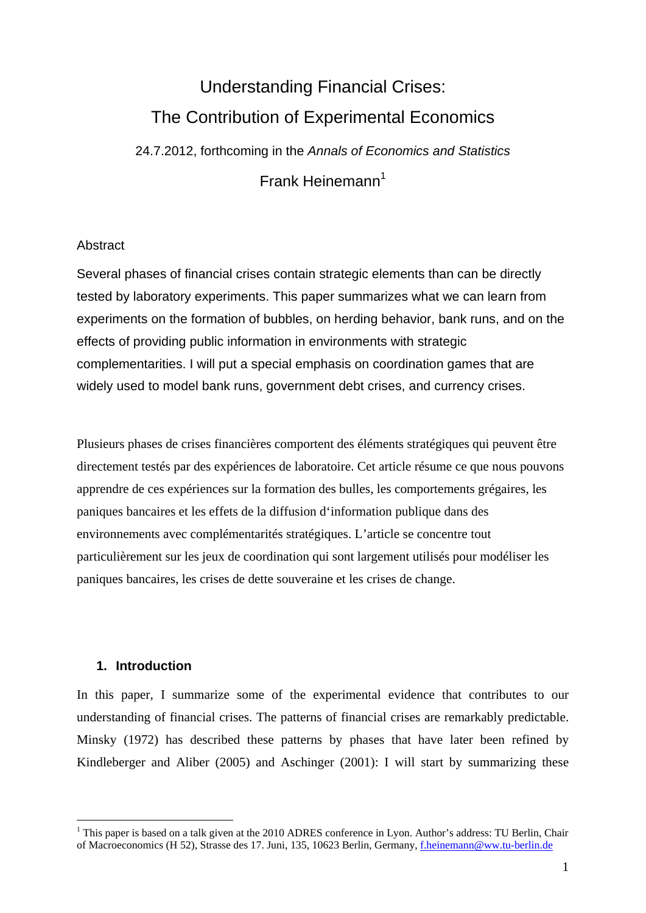# Understanding Financial Crises:
# The Contribution of Experimental Economics

24.7.2012, forthcoming in the *Annals of Economics and Statistics*

Frank Heinemann[1]

## Abstract

Several phases of financial crises contain strategic elements than can be directly tested by laboratory experiments. This paper summarizes what we can learn from experiments on the formation of bubbles, on herding behavior, bank runs, and on the effects of providing public information in environments with strategic complementarities. I will put a special emphasis on coordination games that are widely used to model bank runs, government debt crises, and currency crises.

Plusieurs phases de crises financières comportent des éléments stratégiques qui peuvent être directement testés par des expériences de laboratoire. Cet article résume ce que nous pouvons apprendre de ces expériences sur la formation des bulles, les comportements grégaires, les paniques bancaires et les effets de la diffusion d'information publique dans des environnements avec complémentarités stratégiques. L'article se concentre tout particulièrement sur les jeux de coordination qui sont largement utilisés pour modéliser les paniques bancaires, les crises de dette souveraine et les crises de change.

### 1. Introduction

In this paper, I summarize some of the experimental evidence that contributes to our understanding of financial crises. The patterns of financial crises are remarkably predictable. Minsky (1972) has described these patterns by phases that have later been refined by Kindleberger and Aliber (2005) and Aschinger (2001): I will start by summarizing these

[1] This paper is based on a talk given at the 2010 ADRES conference in Lyon. Author's address: TU Berlin, Chair of Macroeconomics (H 52), Strasse des 17. Juni, 135, 10623 Berlin, Germany, f.heinemann@ww.tu-berlin.de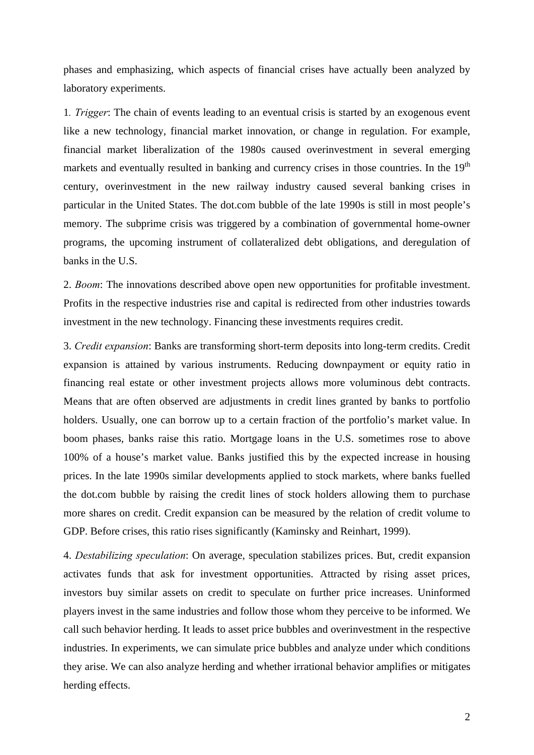phases and emphasizing, which aspects of financial crises have actually been analyzed by laboratory experiments.

1. *Trigger*: The chain of events leading to an eventual crisis is started by an exogenous event like a new technology, financial market innovation, or change in regulation. For example, financial market liberalization of the 1980s caused overinvestment in several emerging markets and eventually resulted in banking and currency crises in those countries. In the 19th century, overinvestment in the new railway industry caused several banking crises in particular in the United States. The dot.com bubble of the late 1990s is still in most people's memory. The subprime crisis was triggered by a combination of governmental home-owner programs, the upcoming instrument of collateralized debt obligations, and deregulation of banks in the U.S.

2. *Boom*: The innovations described above open new opportunities for profitable investment. Profits in the respective industries rise and capital is redirected from other industries towards investment in the new technology. Financing these investments requires credit.

3. *Credit expansion*: Banks are transforming short-term deposits into long-term credits. Credit expansion is attained by various instruments. Reducing downpayment or equity ratio in financing real estate or other investment projects allows more voluminous debt contracts. Means that are often observed are adjustments in credit lines granted by banks to portfolio holders. Usually, one can borrow up to a certain fraction of the portfolio's market value. In boom phases, banks raise this ratio. Mortgage loans in the U.S. sometimes rose to above 100% of a house's market value. Banks justified this by the expected increase in housing prices. In the late 1990s similar developments applied to stock markets, where banks fuelled the dot.com bubble by raising the credit lines of stock holders allowing them to purchase more shares on credit. Credit expansion can be measured by the relation of credit volume to GDP. Before crises, this ratio rises significantly (Kaminsky and Reinhart, 1999).

4. *Destabilizing speculation*: On average, speculation stabilizes prices. But, credit expansion activates funds that ask for investment opportunities. Attracted by rising asset prices, investors buy similar assets on credit to speculate on further price increases. Uninformed players invest in the same industries and follow those whom they perceive to be informed. We call such behavior herding. It leads to asset price bubbles and overinvestment in the respective industries. In experiments, we can simulate price bubbles and analyze under which conditions they arise. We can also analyze herding and whether irrational behavior amplifies or mitigates herding effects.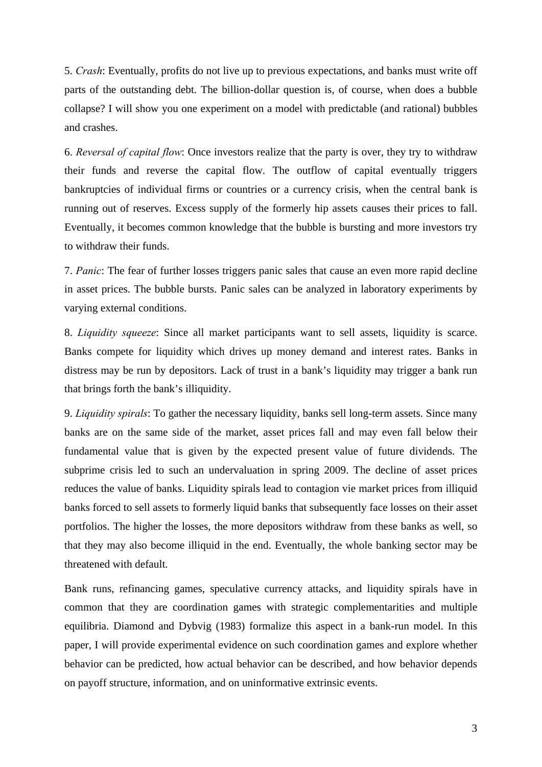5. *Crash*: Eventually, profits do not live up to previous expectations, and banks must write off parts of the outstanding debt. The billion-dollar question is, of course, when does a bubble collapse? I will show you one experiment on a model with predictable (and rational) bubbles and crashes.

6. *Reversal of capital flow*: Once investors realize that the party is over, they try to withdraw their funds and reverse the capital flow. The outflow of capital eventually triggers bankruptcies of individual firms or countries or a currency crisis, when the central bank is running out of reserves. Excess supply of the formerly hip assets causes their prices to fall. Eventually, it becomes common knowledge that the bubble is bursting and more investors try to withdraw their funds.

7. *Panic*: The fear of further losses triggers panic sales that cause an even more rapid decline in asset prices. The bubble bursts. Panic sales can be analyzed in laboratory experiments by varying external conditions.

8. *Liquidity squeeze*: Since all market participants want to sell assets, liquidity is scarce. Banks compete for liquidity which drives up money demand and interest rates. Banks in distress may be run by depositors. Lack of trust in a bank's liquidity may trigger a bank run that brings forth the bank's illiquidity.

9. *Liquidity spirals*: To gather the necessary liquidity, banks sell long-term assets. Since many banks are on the same side of the market, asset prices fall and may even fall below their fundamental value that is given by the expected present value of future dividends. The subprime crisis led to such an undervaluation in spring 2009. The decline of asset prices reduces the value of banks. Liquidity spirals lead to contagion vie market prices from illiquid banks forced to sell assets to formerly liquid banks that subsequently face losses on their asset portfolios. The higher the losses, the more depositors withdraw from these banks as well, so that they may also become illiquid in the end. Eventually, the whole banking sector may be threatened with default.

Bank runs, refinancing games, speculative currency attacks, and liquidity spirals have in common that they are coordination games with strategic complementarities and multiple equilibria. Diamond and Dybvig (1983) formalize this aspect in a bank-run model. In this paper, I will provide experimental evidence on such coordination games and explore whether behavior can be predicted, how actual behavior can be described, and how behavior depends on payoff structure, information, and on uninformative extrinsic events.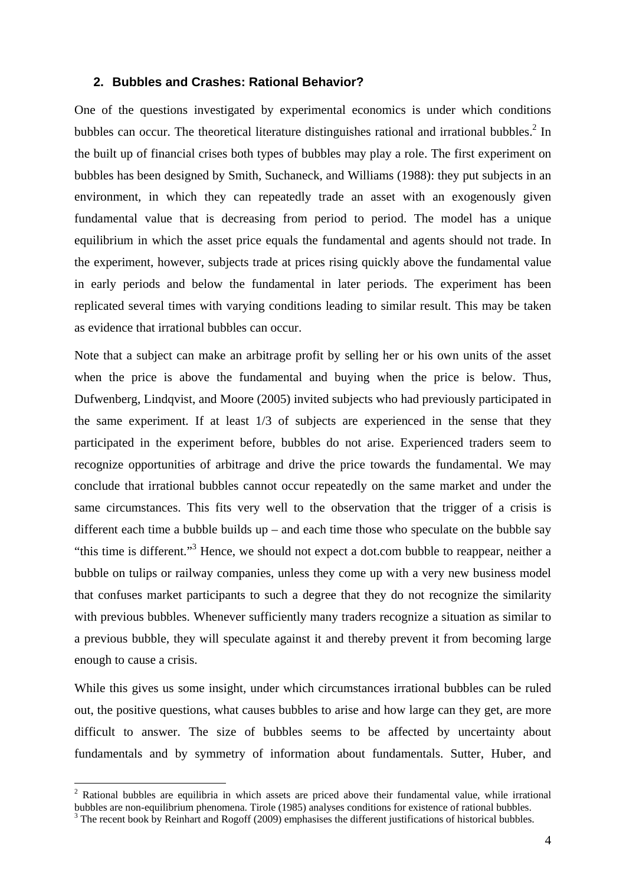## 2. Bubbles and Crashes: Rational Behavior?

One of the questions investigated by experimental economics is under which conditions bubbles can occur. The theoretical literature distinguishes rational and irrational bubbles.[2] In the built up of financial crises both types of bubbles may play a role. The first experiment on bubbles has been designed by Smith, Suchaneck, and Williams (1988): they put subjects in an environment, in which they can repeatedly trade an asset with an exogenously given fundamental value that is decreasing from period to period. The model has a unique equilibrium in which the asset price equals the fundamental and agents should not trade. In the experiment, however, subjects trade at prices rising quickly above the fundamental value in early periods and below the fundamental in later periods. The experiment has been replicated several times with varying conditions leading to similar result. This may be taken as evidence that irrational bubbles can occur.

Note that a subject can make an arbitrage profit by selling her or his own units of the asset when the price is above the fundamental and buying when the price is below. Thus, Dufwenberg, Lindqvist, and Moore (2005) invited subjects who had previously participated in the same experiment. If at least 1/3 of subjects are experienced in the sense that they participated in the experiment before, bubbles do not arise. Experienced traders seem to recognize opportunities of arbitrage and drive the price towards the fundamental. We may conclude that irrational bubbles cannot occur repeatedly on the same market and under the same circumstances. This fits very well to the observation that the trigger of a crisis is different each time a bubble builds up – and each time those who speculate on the bubble say "this time is different."[3] Hence, we should not expect a dot.com bubble to reappear, neither a bubble on tulips or railway companies, unless they come up with a very new business model that confuses market participants to such a degree that they do not recognize the similarity with previous bubbles. Whenever sufficiently many traders recognize a situation as similar to a previous bubble, they will speculate against it and thereby prevent it from becoming large enough to cause a crisis.

While this gives us some insight, under which circumstances irrational bubbles can be ruled out, the positive questions, what causes bubbles to arise and how large can they get, are more difficult to answer. The size of bubbles seems to be affected by uncertainty about fundamentals and by symmetry of information about fundamentals. Sutter, Huber, and

---

[2] Rational bubbles are equilibria in which assets are priced above their fundamental value, while irrational bubbles are non-equilibrium phenomena. Tirole (1985) analyses conditions for existence of rational bubbles.

[3] The recent book by Reinhart and Rogoff (2009) emphasises the different justifications of historical bubbles.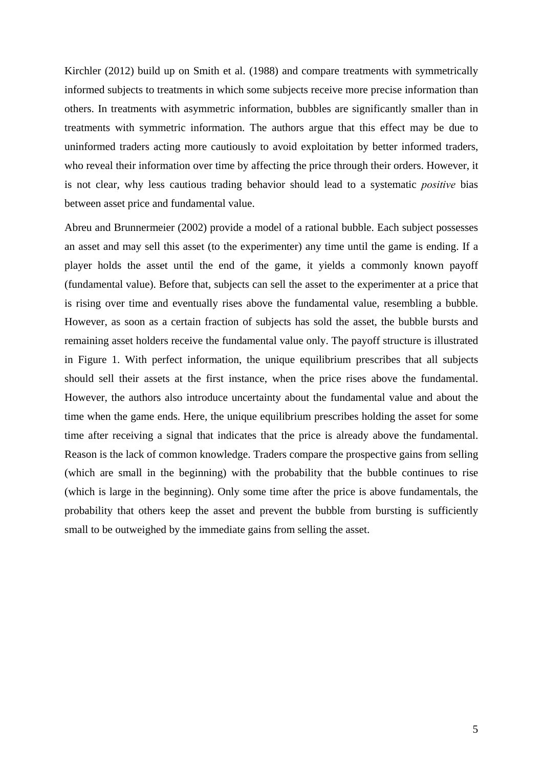Kirchler (2012) build up on Smith et al. (1988) and compare treatments with symmetrically informed subjects to treatments in which some subjects receive more precise information than others. In treatments with asymmetric information, bubbles are significantly smaller than in treatments with symmetric information. The authors argue that this effect may be due to uninformed traders acting more cautiously to avoid exploitation by better informed traders, who reveal their information over time by affecting the price through their orders. However, it is not clear, why less cautious trading behavior should lead to a systematic *positive* bias between asset price and fundamental value.

Abreu and Brunnermeier (2002) provide a model of a rational bubble. Each subject possesses an asset and may sell this asset (to the experimenter) any time until the game is ending. If a player holds the asset until the end of the game, it yields a commonly known payoff (fundamental value). Before that, subjects can sell the asset to the experimenter at a price that is rising over time and eventually rises above the fundamental value, resembling a bubble. However, as soon as a certain fraction of subjects has sold the asset, the bubble bursts and remaining asset holders receive the fundamental value only. The payoff structure is illustrated in Figure 1. With perfect information, the unique equilibrium prescribes that all subjects should sell their assets at the first instance, when the price rises above the fundamental. However, the authors also introduce uncertainty about the fundamental value and about the time when the game ends. Here, the unique equilibrium prescribes holding the asset for some time after receiving a signal that indicates that the price is already above the fundamental. Reason is the lack of common knowledge. Traders compare the prospective gains from selling (which are small in the beginning) with the probability that the bubble continues to rise (which is large in the beginning). Only some time after the price is above fundamentals, the probability that others keep the asset and prevent the bubble from bursting is sufficiently small to be outweighed by the immediate gains from selling the asset.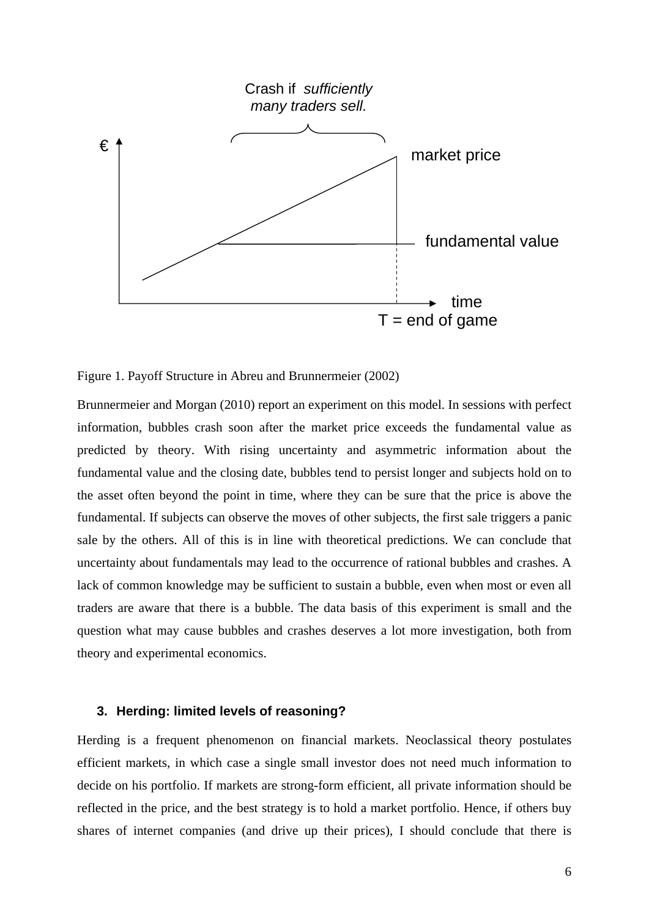Crash if *sufficiently many traders sell.*

€

market price

fundamental value

time

T = end of game

Figure 1. Payoff Structure in Abreu and Brunnermeier (2002)

Brunnermeier and Morgan (2010) report an experiment on this model. In sessions with perfect information, bubbles crash soon after the market price exceeds the fundamental value as predicted by theory. With rising uncertainty and asymmetric information about the fundamental value and the closing date, bubbles tend to persist longer and subjects hold on to the asset often beyond the point in time, where they can be sure that the price is above the fundamental. If subjects can observe the moves of other subjects, the first sale triggers a panic sale by the others. All of this is in line with theoretical predictions. We can conclude that uncertainty about fundamentals may lead to the occurrence of rational bubbles and crashes. A lack of common knowledge may be sufficient to sustain a bubble, even when most or even all traders are aware that there is a bubble. The data basis of this experiment is small and the question what may cause bubbles and crashes deserves a lot more investigation, both from theory and experimental economics.

### 3. Herding: limited levels of reasoning?

Herding is a frequent phenomenon on financial markets. Neoclassical theory postulates efficient markets, in which case a single small investor does not need much information to decide on his portfolio. If markets are strong-form efficient, all private information should be reflected in the price, and the best strategy is to hold a market portfolio. Hence, if others buy shares of internet companies (and drive up their prices), I should conclude that there is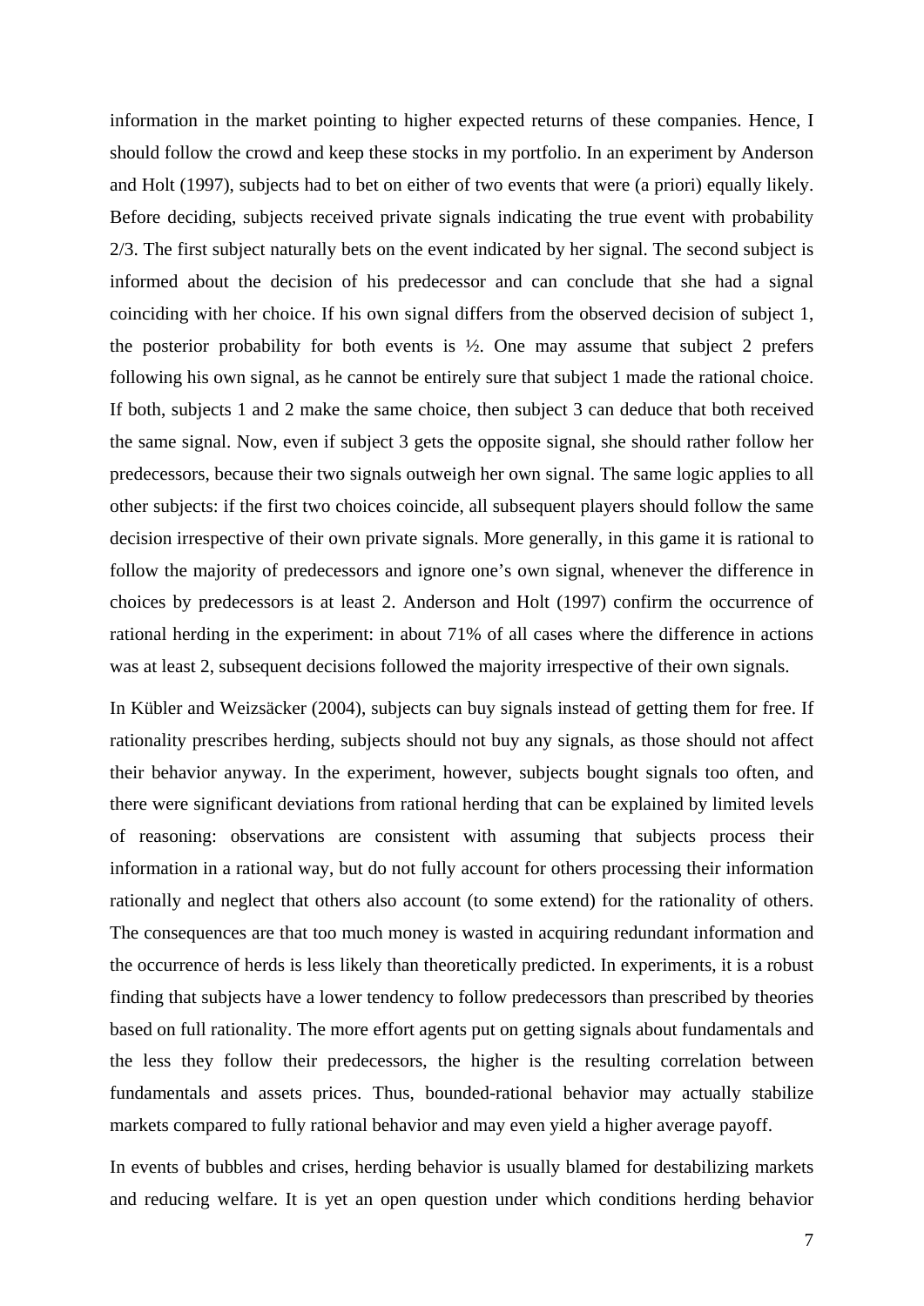information in the market pointing to higher expected returns of these companies. Hence, I should follow the crowd and keep these stocks in my portfolio. In an experiment by Anderson and Holt (1997), subjects had to bet on either of two events that were (a priori) equally likely. Before deciding, subjects received private signals indicating the true event with probability 2/3. The first subject naturally bets on the event indicated by her signal. The second subject is informed about the decision of his predecessor and can conclude that she had a signal coinciding with her choice. If his own signal differs from the observed decision of subject 1, the posterior probability for both events is ½. One may assume that subject 2 prefers following his own signal, as he cannot be entirely sure that subject 1 made the rational choice. If both, subjects 1 and 2 make the same choice, then subject 3 can deduce that both received the same signal. Now, even if subject 3 gets the opposite signal, she should rather follow her predecessors, because their two signals outweigh her own signal. The same logic applies to all other subjects: if the first two choices coincide, all subsequent players should follow the same decision irrespective of their own private signals. More generally, in this game it is rational to follow the majority of predecessors and ignore one's own signal, whenever the difference in choices by predecessors is at least 2. Anderson and Holt (1997) confirm the occurrence of rational herding in the experiment: in about 71% of all cases where the difference in actions was at least 2, subsequent decisions followed the majority irrespective of their own signals.

In Kübler and Weizsäcker (2004), subjects can buy signals instead of getting them for free. If rationality prescribes herding, subjects should not buy any signals, as those should not affect their behavior anyway. In the experiment, however, subjects bought signals too often, and there were significant deviations from rational herding that can be explained by limited levels of reasoning: observations are consistent with assuming that subjects process their information in a rational way, but do not fully account for others processing their information rationally and neglect that others also account (to some extend) for the rationality of others. The consequences are that too much money is wasted in acquiring redundant information and the occurrence of herds is less likely than theoretically predicted. In experiments, it is a robust finding that subjects have a lower tendency to follow predecessors than prescribed by theories based on full rationality. The more effort agents put on getting signals about fundamentals and the less they follow their predecessors, the higher is the resulting correlation between fundamentals and assets prices. Thus, bounded-rational behavior may actually stabilize markets compared to fully rational behavior and may even yield a higher average payoff.

In events of bubbles and crises, herding behavior is usually blamed for destabilizing markets and reducing welfare. It is yet an open question under which conditions herding behavior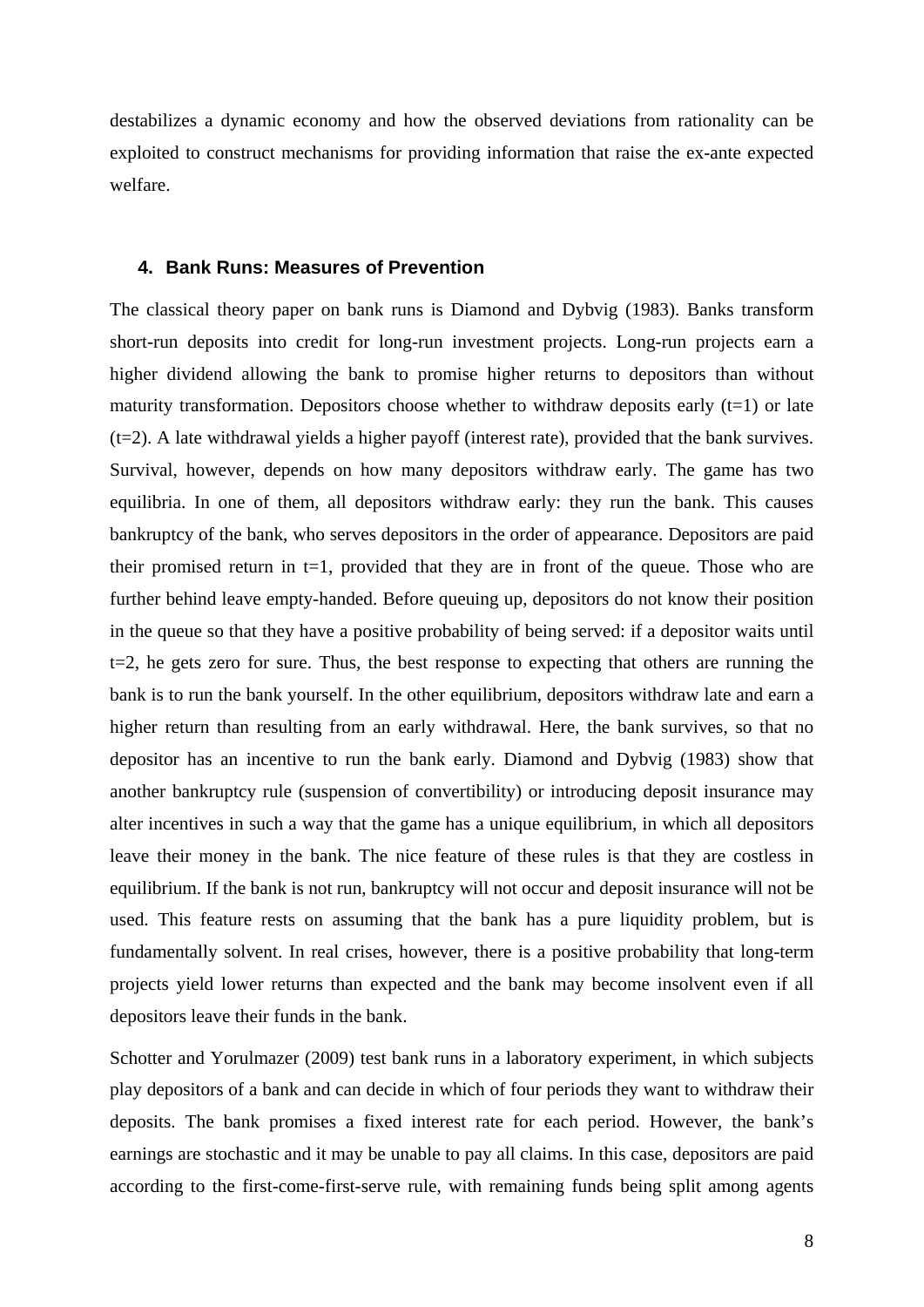destabilizes a dynamic economy and how the observed deviations from rationality can be exploited to construct mechanisms for providing information that raise the ex-ante expected welfare.

## 4. Bank Runs: Measures of Prevention

The classical theory paper on bank runs is Diamond and Dybvig (1983). Banks transform short-run deposits into credit for long-run investment projects. Long-run projects earn a higher dividend allowing the bank to promise higher returns to depositors than without maturity transformation. Depositors choose whether to withdraw deposits early (t=1) or late (t=2). A late withdrawal yields a higher payoff (interest rate), provided that the bank survives. Survival, however, depends on how many depositors withdraw early. The game has two equilibria. In one of them, all depositors withdraw early: they run the bank. This causes bankruptcy of the bank, who serves depositors in the order of appearance. Depositors are paid their promised return in t=1, provided that they are in front of the queue. Those who are further behind leave empty-handed. Before queuing up, depositors do not know their position in the queue so that they have a positive probability of being served: if a depositor waits until t=2, he gets zero for sure. Thus, the best response to expecting that others are running the bank is to run the bank yourself. In the other equilibrium, depositors withdraw late and earn a higher return than resulting from an early withdrawal. Here, the bank survives, so that no depositor has an incentive to run the bank early. Diamond and Dybvig (1983) show that another bankruptcy rule (suspension of convertibility) or introducing deposit insurance may alter incentives in such a way that the game has a unique equilibrium, in which all depositors leave their money in the bank. The nice feature of these rules is that they are costless in equilibrium. If the bank is not run, bankruptcy will not occur and deposit insurance will not be used. This feature rests on assuming that the bank has a pure liquidity problem, but is fundamentally solvent. In real crises, however, there is a positive probability that long-term projects yield lower returns than expected and the bank may become insolvent even if all depositors leave their funds in the bank.

Schotter and Yorulmazer (2009) test bank runs in a laboratory experiment, in which subjects play depositors of a bank and can decide in which of four periods they want to withdraw their deposits. The bank promises a fixed interest rate for each period. However, the bank's earnings are stochastic and it may be unable to pay all claims. In this case, depositors are paid according to the first-come-first-serve rule, with remaining funds being split among agents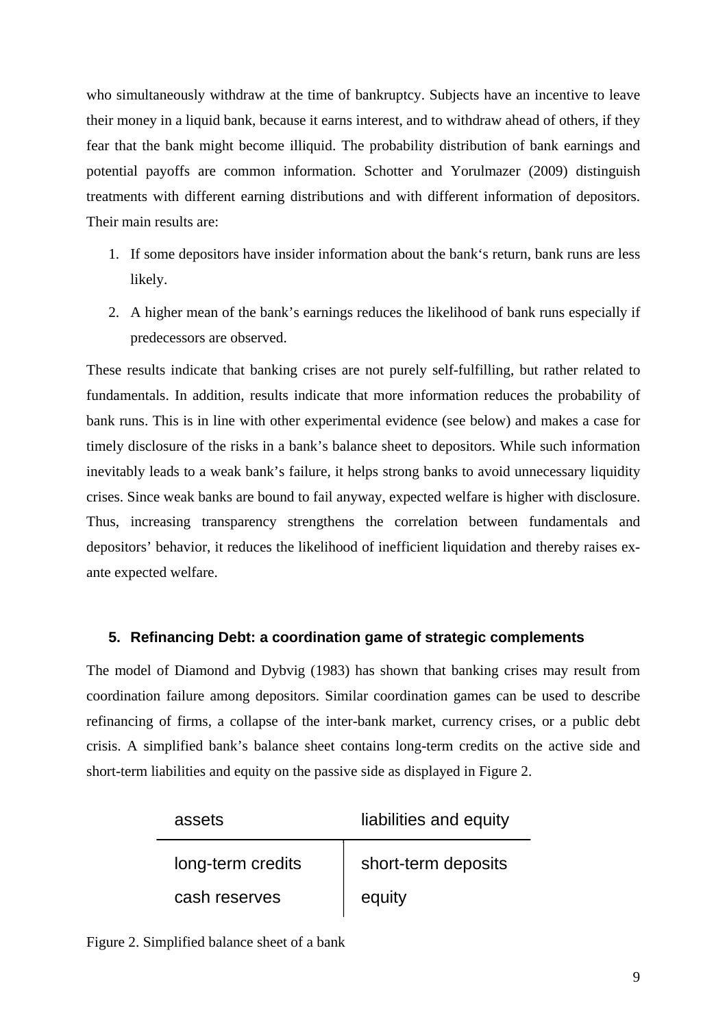who simultaneously withdraw at the time of bankruptcy. Subjects have an incentive to leave their money in a liquid bank, because it earns interest, and to withdraw ahead of others, if they fear that the bank might become illiquid. The probability distribution of bank earnings and potential payoffs are common information. Schotter and Yorulmazer (2009) distinguish treatments with different earning distributions and with different information of depositors. Their main results are:

1. If some depositors have insider information about the bank‘s return, bank runs are less likely.
2. A higher mean of the bank’s earnings reduces the likelihood of bank runs especially if predecessors are observed.

These results indicate that banking crises are not purely self-fulfilling, but rather related to fundamentals. In addition, results indicate that more information reduces the probability of bank runs. This is in line with other experimental evidence (see below) and makes a case for timely disclosure of the risks in a bank’s balance sheet to depositors. While such information inevitably leads to a weak bank’s failure, it helps strong banks to avoid unnecessary liquidity crises. Since weak banks are bound to fail anyway, expected welfare is higher with disclosure. Thus, increasing transparency strengthens the correlation between fundamentals and depositors’ behavior, it reduces the likelihood of inefficient liquidation and thereby raises ex-ante expected welfare.

## 5. Refinancing Debt: a coordination game of strategic complements

The model of Diamond and Dybvig (1983) has shown that banking crises may result from coordination failure among depositors. Similar coordination games can be used to describe refinancing of firms, a collapse of the inter-bank market, currency crises, or a public debt crisis. A simplified bank’s balance sheet contains long-term credits on the active side and short-term liabilities and equity on the passive side as displayed in Figure 2.

| assets | liabilities and equity |
|---|---|
| long-term credits | short-term deposits |
| cash reserves | equity |

Figure 2. Simplified balance sheet of a bank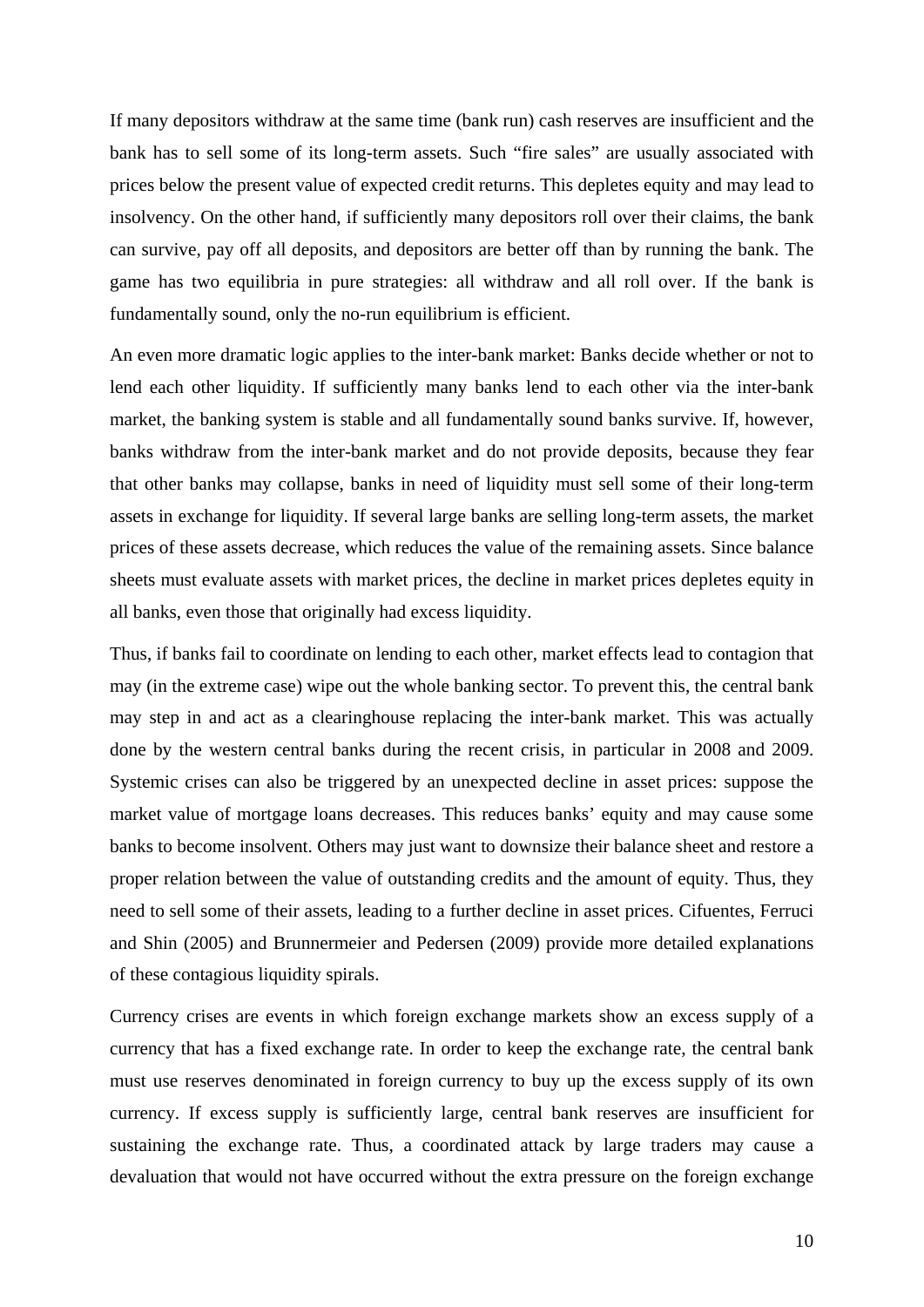If many depositors withdraw at the same time (bank run) cash reserves are insufficient and the bank has to sell some of its long-term assets. Such "fire sales" are usually associated with prices below the present value of expected credit returns. This depletes equity and may lead to insolvency. On the other hand, if sufficiently many depositors roll over their claims, the bank can survive, pay off all deposits, and depositors are better off than by running the bank. The game has two equilibria in pure strategies: all withdraw and all roll over. If the bank is fundamentally sound, only the no-run equilibrium is efficient.

An even more dramatic logic applies to the inter-bank market: Banks decide whether or not to lend each other liquidity. If sufficiently many banks lend to each other via the inter-bank market, the banking system is stable and all fundamentally sound banks survive. If, however, banks withdraw from the inter-bank market and do not provide deposits, because they fear that other banks may collapse, banks in need of liquidity must sell some of their long-term assets in exchange for liquidity. If several large banks are selling long-term assets, the market prices of these assets decrease, which reduces the value of the remaining assets. Since balance sheets must evaluate assets with market prices, the decline in market prices depletes equity in all banks, even those that originally had excess liquidity.

Thus, if banks fail to coordinate on lending to each other, market effects lead to contagion that may (in the extreme case) wipe out the whole banking sector. To prevent this, the central bank may step in and act as a clearinghouse replacing the inter-bank market. This was actually done by the western central banks during the recent crisis, in particular in 2008 and 2009. Systemic crises can also be triggered by an unexpected decline in asset prices: suppose the market value of mortgage loans decreases. This reduces banks' equity and may cause some banks to become insolvent. Others may just want to downsize their balance sheet and restore a proper relation between the value of outstanding credits and the amount of equity. Thus, they need to sell some of their assets, leading to a further decline in asset prices. Cifuentes, Ferruci and Shin (2005) and Brunnermeier and Pedersen (2009) provide more detailed explanations of these contagious liquidity spirals.

Currency crises are events in which foreign exchange markets show an excess supply of a currency that has a fixed exchange rate. In order to keep the exchange rate, the central bank must use reserves denominated in foreign currency to buy up the excess supply of its own currency. If excess supply is sufficiently large, central bank reserves are insufficient for sustaining the exchange rate. Thus, a coordinated attack by large traders may cause a devaluation that would not have occurred without the extra pressure on the foreign exchange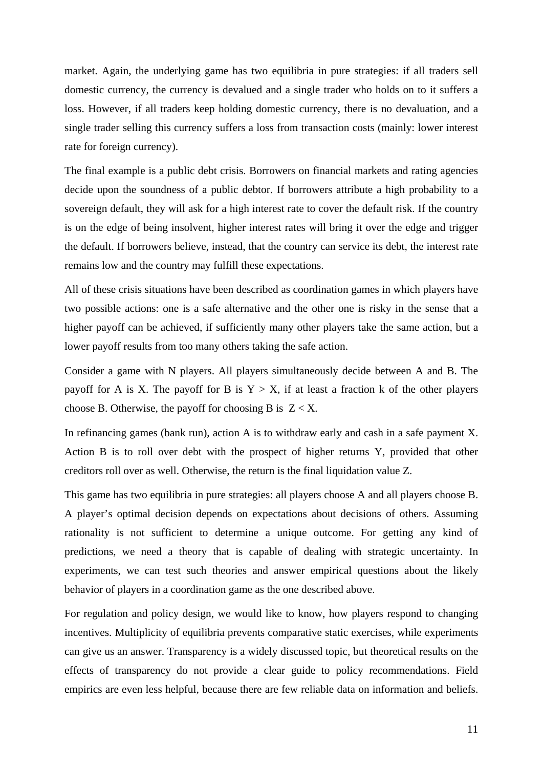market. Again, the underlying game has two equilibria in pure strategies: if all traders sell domestic currency, the currency is devalued and a single trader who holds on to it suffers a loss. However, if all traders keep holding domestic currency, there is no devaluation, and a single trader selling this currency suffers a loss from transaction costs (mainly: lower interest rate for foreign currency).

The final example is a public debt crisis. Borrowers on financial markets and rating agencies decide upon the soundness of a public debtor. If borrowers attribute a high probability to a sovereign default, they will ask for a high interest rate to cover the default risk. If the country is on the edge of being insolvent, higher interest rates will bring it over the edge and trigger the default. If borrowers believe, instead, that the country can service its debt, the interest rate remains low and the country may fulfill these expectations.

All of these crisis situations have been described as coordination games in which players have two possible actions: one is a safe alternative and the other one is risky in the sense that a higher payoff can be achieved, if sufficiently many other players take the same action, but a lower payoff results from too many others taking the safe action.

Consider a game with N players. All players simultaneously decide between A and B. The payoff for A is X. The payoff for B is $Y > X$, if at least a fraction k of the other players choose B. Otherwise, the payoff for choosing B is $Z < X$.

In refinancing games (bank run), action A is to withdraw early and cash in a safe payment X. Action B is to roll over debt with the prospect of higher returns Y, provided that other creditors roll over as well. Otherwise, the return is the final liquidation value Z.

This game has two equilibria in pure strategies: all players choose A and all players choose B. A player's optimal decision depends on expectations about decisions of others. Assuming rationality is not sufficient to determine a unique outcome. For getting any kind of predictions, we need a theory that is capable of dealing with strategic uncertainty. In experiments, we can test such theories and answer empirical questions about the likely behavior of players in a coordination game as the one described above.

For regulation and policy design, we would like to know, how players respond to changing incentives. Multiplicity of equilibria prevents comparative static exercises, while experiments can give us an answer. Transparency is a widely discussed topic, but theoretical results on the effects of transparency do not provide a clear guide to policy recommendations. Field empirics are even less helpful, because there are few reliable data on information and beliefs.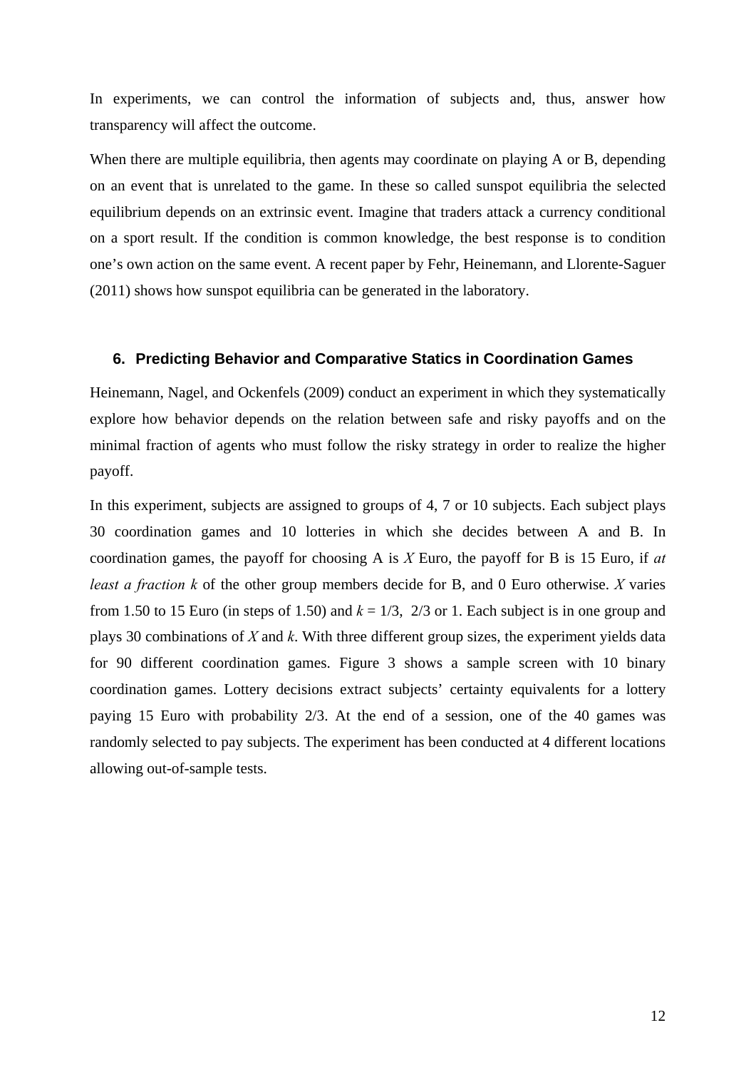In experiments, we can control the information of subjects and, thus, answer how transparency will affect the outcome.

When there are multiple equilibria, then agents may coordinate on playing A or B, depending on an event that is unrelated to the game. In these so called sunspot equilibria the selected equilibrium depends on an extrinsic event. Imagine that traders attack a currency conditional on a sport result. If the condition is common knowledge, the best response is to condition one's own action on the same event. A recent paper by Fehr, Heinemann, and Llorente-Saguer (2011) shows how sunspot equilibria can be generated in the laboratory.

## 6. Predicting Behavior and Comparative Statics in Coordination Games

Heinemann, Nagel, and Ockenfels (2009) conduct an experiment in which they systematically explore how behavior depends on the relation between safe and risky payoffs and on the minimal fraction of agents who must follow the risky strategy in order to realize the higher payoff.

In this experiment, subjects are assigned to groups of 4, 7 or 10 subjects. Each subject plays 30 coordination games and 10 lotteries in which she decides between A and B. In coordination games, the payoff for choosing A is $X$ Euro, the payoff for B is 15 Euro, if *at least a fraction* $k$ of the other group members decide for B, and 0 Euro otherwise. $X$ varies from 1.50 to 15 Euro (in steps of 1.50) and $k = 1/3$, 2/3 or 1. Each subject is in one group and plays 30 combinations of $X$ and $k$. With three different group sizes, the experiment yields data for 90 different coordination games. Figure 3 shows a sample screen with 10 binary coordination games. Lottery decisions extract subjects' certainty equivalents for a lottery paying 15 Euro with probability 2/3. At the end of a session, one of the 40 games was randomly selected to pay subjects. The experiment has been conducted at 4 different locations allowing out-of-sample tests.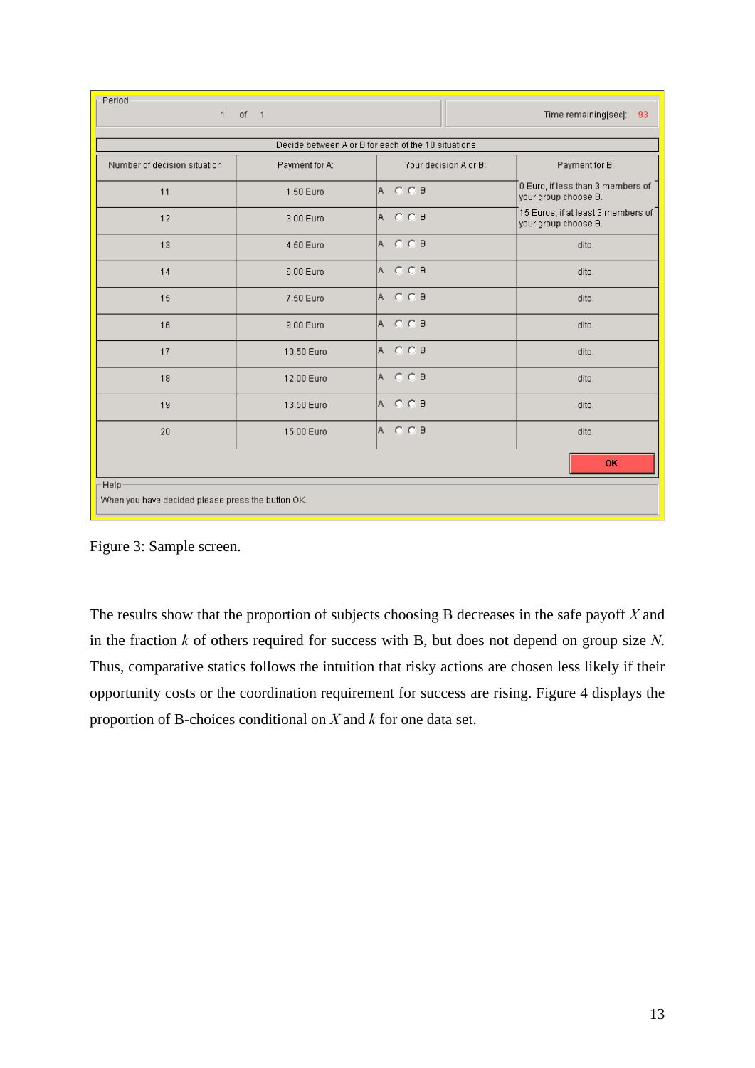| Number of decision situation | Payment for A: | Your decision A or B: | Payment for B: |
|---|---|---|---|
| 11 | 1.50 Euro | A ○ ○ B | 0 Euro, if less than 3 members of your group choose B. |
| 12 | 3.00 Euro | A ○ ○ B | 15 Euros, if at least 3 members of your group choose B. |
| 13 | 4.50 Euro | A ○ ○ B | dito. |
| 14 | 6.00 Euro | A ○ ○ B | dito. |
| 15 | 7.50 Euro | A ○ ○ B | dito. |
| 16 | 9.00 Euro | A ○ ○ B | dito. |
| 17 | 10.50 Euro | A ○ ○ B | dito. |
| 18 | 12.00 Euro | A ○ ○ B | dito. |
| 19 | 13.50 Euro | A ○ ○ B | dito. |
| 20 | 15.00 Euro | A ○ ○ B | dito. |

Figure 3: Sample screen.

The results show that the proportion of subjects choosing B decreases in the safe payoff $X$ and in the fraction $k$ of others required for success with B, but does not depend on group size $N$. Thus, comparative statics follows the intuition that risky actions are chosen less likely if their opportunity costs or the coordination requirement for success are rising. Figure 4 displays the proportion of B-choices conditional on $X$ and $k$ for one data set.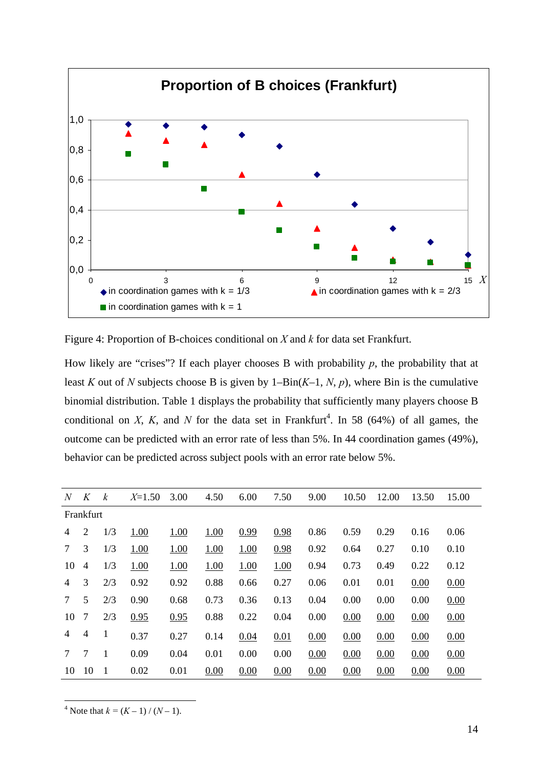Figure 4: Proportion of B-choices conditional on $X$ and $k$ for data set Frankfurt.

How likely are "crises"? If each player chooses B with probability $p$, the probability that at least $K$ out of $N$ subjects choose B is given by 1–Bin($K$–1, $N$, $p$), where Bin is the cumulative binomial distribution. Table 1 displays the probability that sufficiently many players choose B conditional on $X$, $K$, and $N$ for the data set in Frankfurt[4]. In 58 (64%) of all games, the outcome can be predicted with an error rate of less than 5%. In 44 coordination games (49%), behavior can be predicted across subject pools with an error rate below 5%.

| $N$ | $K$ | $k$ | $X$=1.50 | 3.00 | 4.50 | 6.00 | 7.50 | 9.00 | 10.50 | 12.00 | 13.50 | 15.00 |
|---|---|---|---|---|---|---|---|---|---|---|---|---|
| Frankfurt | | | | | | | | | | | | |
| 4 | 2 | 1/3 | <u>1.00</u> | <u>1.00</u> | <u>1.00</u> | <u>0.99</u> | <u>0.98</u> | 0.86 | 0.59 | 0.29 | 0.16 | 0.06 |
| 7 | 3 | 1/3 | <u>1.00</u> | <u>1.00</u> | <u>1.00</u> | <u>1.00</u> | <u>0.98</u> | 0.92 | 0.64 | 0.27 | 0.10 | 0.10 |
| 10 | 4 | 1/3 | <u>1.00</u> | <u>1.00</u> | <u>1.00</u> | <u>1.00</u> | <u>1.00</u> | 0.94 | 0.73 | 0.49 | 0.22 | 0.12 |
| 4 | 3 | 2/3 | 0.92 | 0.92 | 0.88 | 0.66 | 0.27 | 0.06 | 0.01 | 0.01 | <u>0.00</u> | <u>0.00</u> |
| 7 | 5 | 2/3 | 0.90 | 0.68 | 0.73 | 0.36 | 0.13 | 0.04 | 0.00 | 0.00 | 0.00 | <u>0.00</u> |
| 10 | 7 | 2/3 | <u>0.95</u> | <u>0.95</u> | 0.88 | 0.22 | 0.04 | 0.00 | <u>0.00</u> | <u>0.00</u> | <u>0.00</u> | <u>0.00</u> |
| 4 | 4 | 1 | 0.37 | 0.27 | 0.14 | <u>0.04</u> | <u>0.01</u> | <u>0.00</u> | <u>0.00</u> | <u>0.00</u> | <u>0.00</u> | <u>0.00</u> |
| 7 | 7 | 1 | 0.09 | 0.04 | 0.01 | 0.00 | 0.00 | <u>0.00</u> | <u>0.00</u> | <u>0.00</u> | <u>0.00</u> | <u>0.00</u> |
| 10 | 10 | 1 | 0.02 | 0.01 | <u>0.00</u> | <u>0.00</u> | <u>0.00</u> | <u>0.00</u> | <u>0.00</u> | <u>0.00</u> | <u>0.00</u> | <u>0.00</u> |

[4] Note that $k = (K - 1) / (N - 1)$.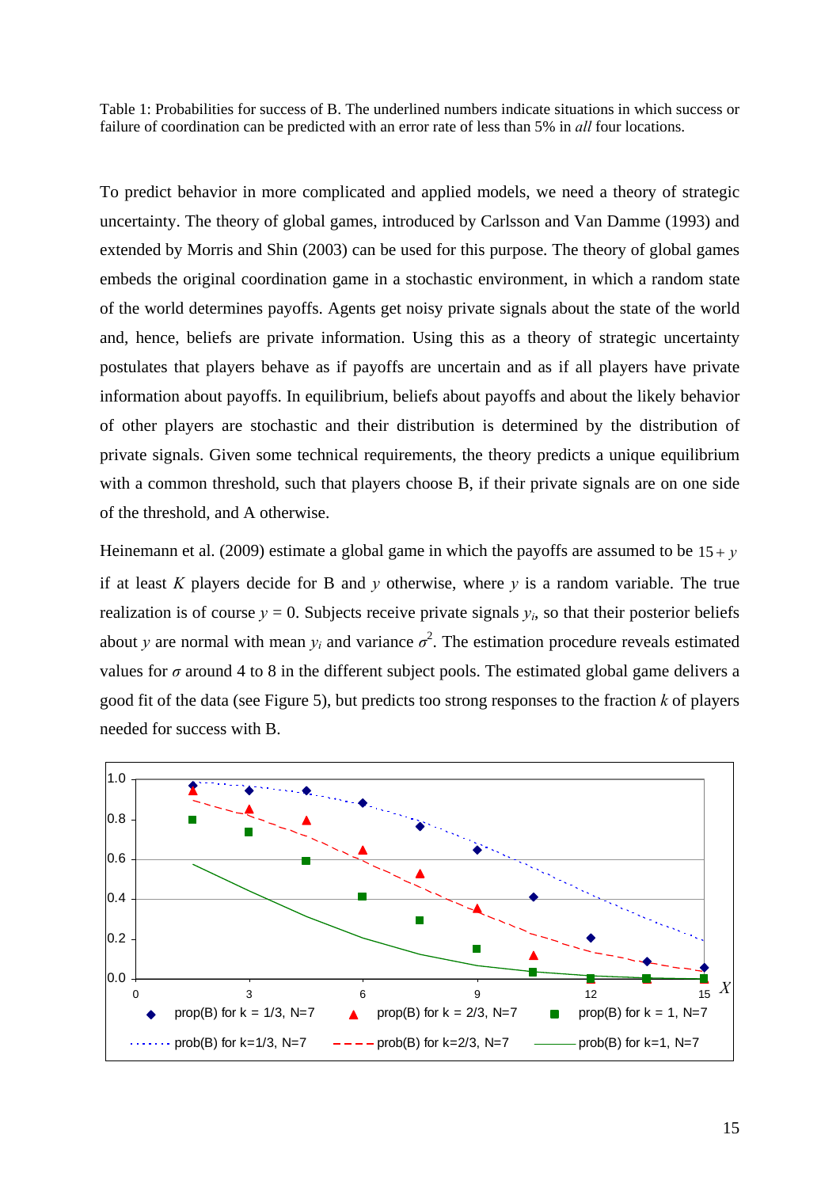Table 1: Probabilities for success of B. The underlined numbers indicate situations in which success or failure of coordination can be predicted with an error rate of less than 5% in *all* four locations.

To predict behavior in more complicated and applied models, we need a theory of strategic uncertainty. The theory of global games, introduced by Carlsson and Van Damme (1993) and extended by Morris and Shin (2003) can be used for this purpose. The theory of global games embeds the original coordination game in a stochastic environment, in which a random state of the world determines payoffs. Agents get noisy private signals about the state of the world and, hence, beliefs are private information. Using this as a theory of strategic uncertainty postulates that players behave as if payoffs are uncertain and as if all players have private information about payoffs. In equilibrium, beliefs about payoffs and about the likely behavior of other players are stochastic and their distribution is determined by the distribution of private signals. Given some technical requirements, the theory predicts a unique equilibrium with a common threshold, such that players choose B, if their private signals are on one side of the threshold, and A otherwise.

Heinemann et al. (2009) estimate a global game in which the payoffs are assumed to be $15 + y$ if at least $K$ players decide for B and $y$ otherwise, where $y$ is a random variable. The true realization is of course $y = 0$. Subjects receive private signals $y_i$, so that their posterior beliefs about $y$ are normal with mean $y_i$ and variance $\sigma^2$. The estimation procedure reveals estimated values for $\sigma$ around 4 to 8 in the different subject pools. The estimated global game delivers a good fit of the data (see Figure 5), but predicts too strong responses to the fraction $k$ of players needed for success with B.

1.0
0.8
0.6
0.4
0.2
0.0
0
3
6
9
12
15
X

prop(B) for k = 1/3, N=7
prop(B) for k = 2/3, N=7
prop(B) for k = 1, N=7
prob(B) for k=1/3, N=7
prob(B) for k=2/3, N=7
prob(B) for k=1, N=7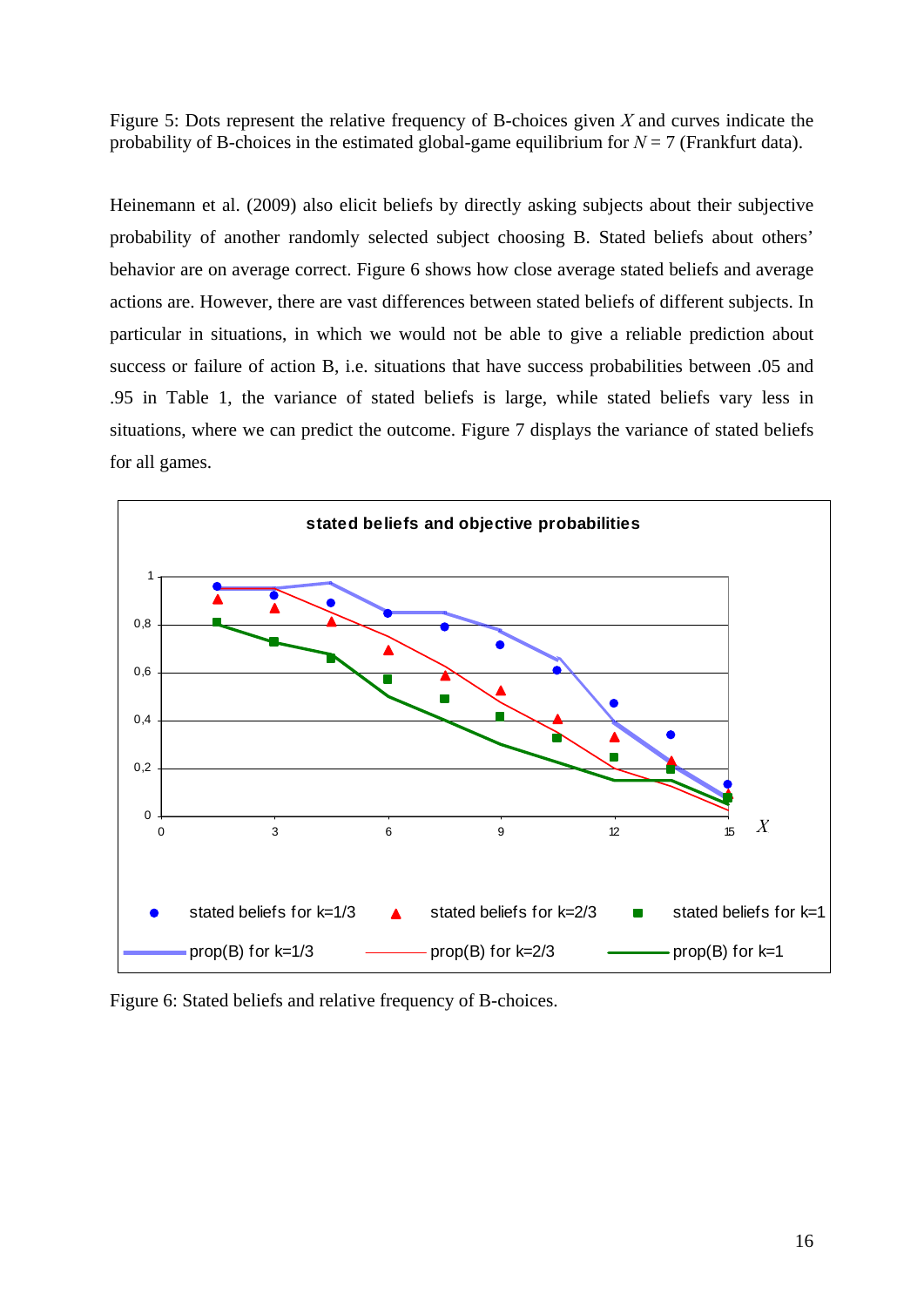Figure 5: Dots represent the relative frequency of B-choices given $X$ and curves indicate the probability of B-choices in the estimated global-game equilibrium for $N = 7$ (Frankfurt data).

Heinemann et al. (2009) also elicit beliefs by directly asking subjects about their subjective probability of another randomly selected subject choosing B. Stated beliefs about others' behavior are on average correct. Figure 6 shows how close average stated beliefs and average actions are. However, there are vast differences between stated beliefs of different subjects. In particular in situations, in which we would not be able to give a reliable prediction about success or failure of action B, i.e. situations that have success probabilities between .05 and .95 in Table 1, the variance of stated beliefs is large, while stated beliefs vary less in situations, where we can predict the outcome. Figure 7 displays the variance of stated beliefs for all games.

stated beliefs and objective probabilities

1
0,8
0,6
0,4
0,2
0

0 3 6 9 12 15 $X$

stated beliefs for k=1/3
stated beliefs for k=2/3
stated beliefs for k=1
prop(B) for k=1/3
prop(B) for k=2/3
prop(B) for k=1

Figure 6: Stated beliefs and relative frequency of B-choices.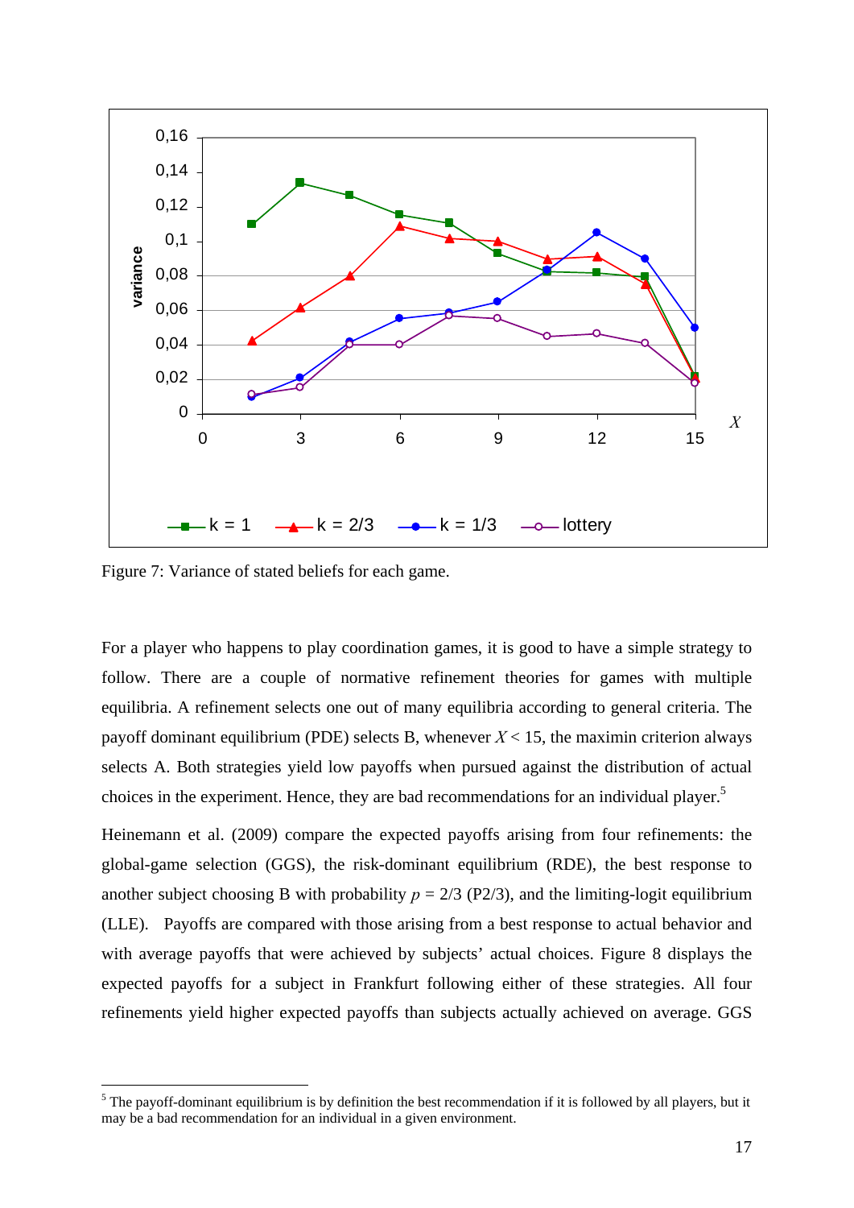variance

0,16
0,14
0,12
0,1
0,08
0,06
0,04
0,02
0

0 3 6 9 12 15 $X$

k = 1   k = 2/3   k = 1/3   lottery

Figure 7: Variance of stated beliefs for each game.

For a player who happens to play coordination games, it is good to have a simple strategy to follow. There are a couple of normative refinement theories for games with multiple equilibria. A refinement selects one out of many equilibria according to general criteria. The payoff dominant equilibrium (PDE) selects B, whenever $X < 15$, the maximin criterion always selects A. Both strategies yield low payoffs when pursued against the distribution of actual choices in the experiment. Hence, they are bad recommendations for an individual player.[5]

Heinemann et al. (2009) compare the expected payoffs arising from four refinements: the global-game selection (GGS), the risk-dominant equilibrium (RDE), the best response to another subject choosing B with probability $p = 2/3$ (P2/3), and the limiting-logit equilibrium (LLE). Payoffs are compared with those arising from a best response to actual behavior and with average payoffs that were achieved by subjects' actual choices. Figure 8 displays the expected payoffs for a subject in Frankfurt following either of these strategies. All four refinements yield higher expected payoffs than subjects actually achieved on average. GGS

[5] The payoff-dominant equilibrium is by definition the best recommendation if it is followed by all players, but it may be a bad recommendation for an individual in a given environment.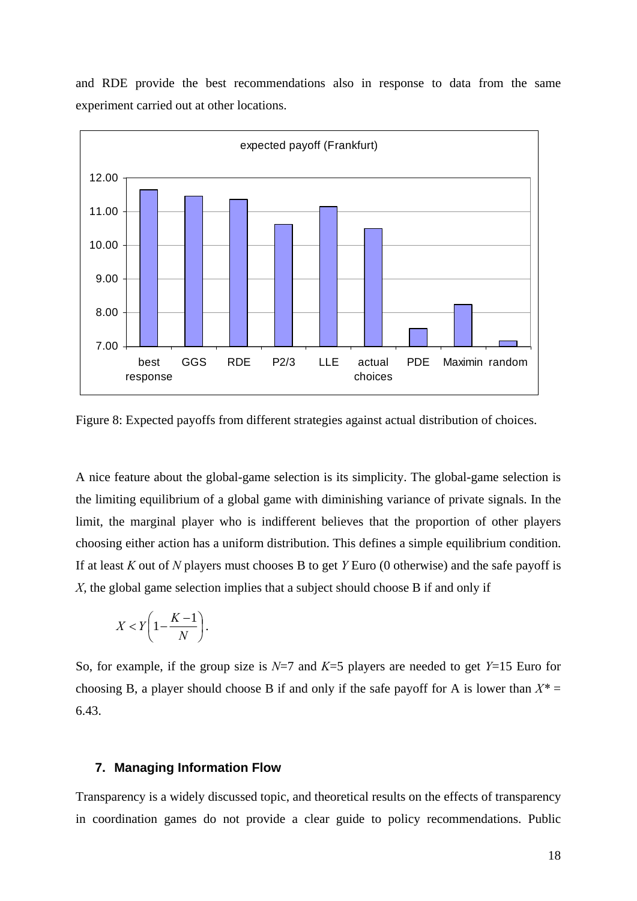and RDE provide the best recommendations also in response to data from the same experiment carried out at other locations.

Figure 8: Expected payoffs from different strategies against actual distribution of choices.

A nice feature about the global-game selection is its simplicity. The global-game selection is the limiting equilibrium of a global game with diminishing variance of private signals. In the limit, the marginal player who is indifferent believes that the proportion of other players choosing either action has a uniform distribution. This defines a simple equilibrium condition. If at least $K$ out of $N$ players must chooses B to get $Y$ Euro (0 otherwise) and the safe payoff is $X$, the global game selection implies that a subject should choose B if and only if

$$X < Y\left(1 - \frac{K-1}{N}\right).$$

So, for example, if the group size is $N$=7 and $K$=5 players are needed to get $Y$=15 Euro for choosing B, a player should choose B if and only if the safe payoff for A is lower than $X^*$ = 6.43.

## 7. Managing Information Flow

Transparency is a widely discussed topic, and theoretical results on the effects of transparency in coordination games do not provide a clear guide to policy recommendations. Public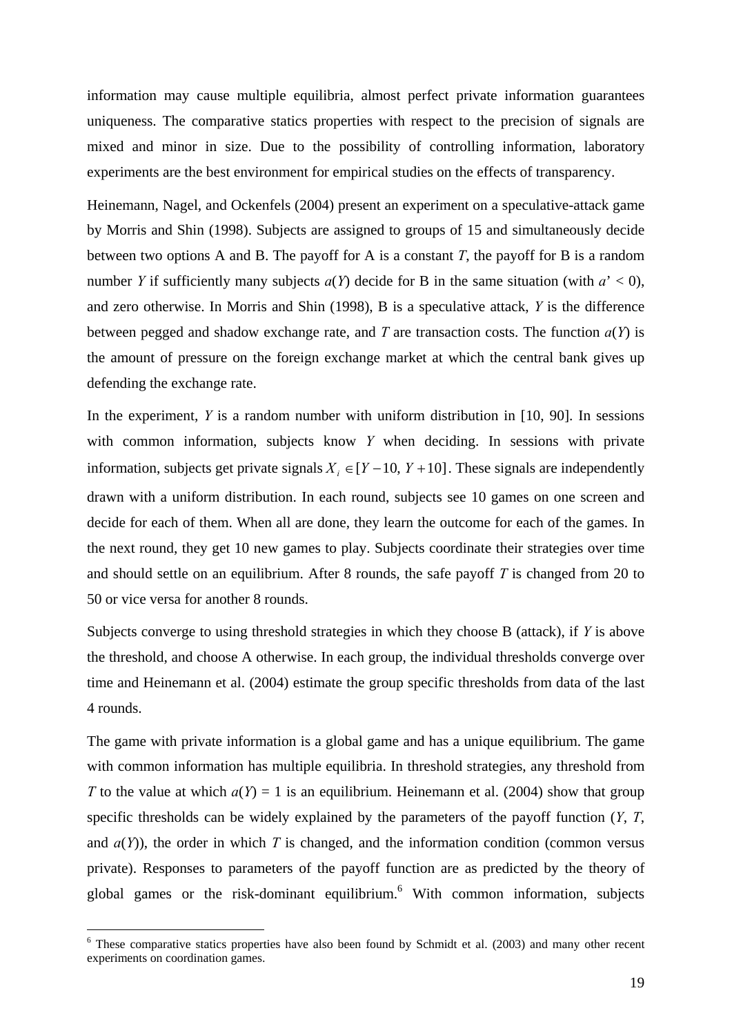information may cause multiple equilibria, almost perfect private information guarantees uniqueness. The comparative statics properties with respect to the precision of signals are mixed and minor in size. Due to the possibility of controlling information, laboratory experiments are the best environment for empirical studies on the effects of transparency.

Heinemann, Nagel, and Ockenfels (2004) present an experiment on a speculative-attack game by Morris and Shin (1998). Subjects are assigned to groups of 15 and simultaneously decide between two options A and B. The payoff for A is a constant $T$, the payoff for B is a random number $Y$ if sufficiently many subjects $a(Y)$ decide for B in the same situation (with $a' < 0$), and zero otherwise. In Morris and Shin (1998), B is a speculative attack, $Y$ is the difference between pegged and shadow exchange rate, and $T$ are transaction costs. The function $a(Y)$ is the amount of pressure on the foreign exchange market at which the central bank gives up defending the exchange rate.

In the experiment, $Y$ is a random number with uniform distribution in [10, 90]. In sessions with common information, subjects know $Y$ when deciding. In sessions with private information, subjects get private signals $X_i \in [Y-10,\ Y+10]$. These signals are independently drawn with a uniform distribution. In each round, subjects see 10 games on one screen and decide for each of them. When all are done, they learn the outcome for each of the games. In the next round, they get 10 new games to play. Subjects coordinate their strategies over time and should settle on an equilibrium. After 8 rounds, the safe payoff $T$ is changed from 20 to 50 or vice versa for another 8 rounds.

Subjects converge to using threshold strategies in which they choose B (attack), if $Y$ is above the threshold, and choose A otherwise. In each group, the individual thresholds converge over time and Heinemann et al. (2004) estimate the group specific thresholds from data of the last 4 rounds.

The game with private information is a global game and has a unique equilibrium. The game with common information has multiple equilibria. In threshold strategies, any threshold from $T$ to the value at which $a(Y) = 1$ is an equilibrium. Heinemann et al. (2004) show that group specific thresholds can be widely explained by the parameters of the payoff function ($Y$, $T$, and $a(Y)$), the order in which $T$ is changed, and the information condition (common versus private). Responses to parameters of the payoff function are as predicted by the theory of global games or the risk-dominant equilibrium.[6] With common information, subjects

[6] These comparative statics properties have also been found by Schmidt et al. (2003) and many other recent experiments on coordination games.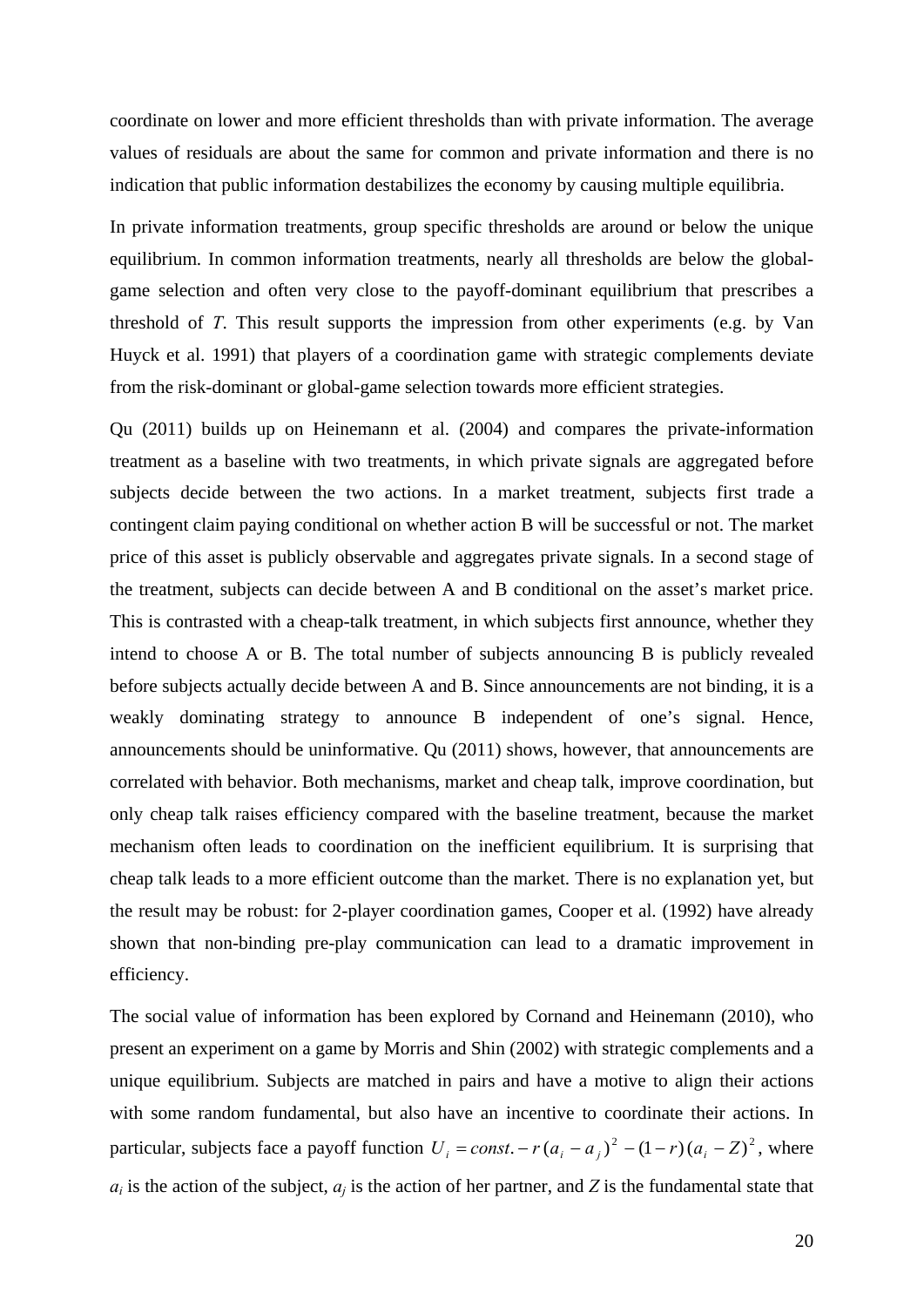coordinate on lower and more efficient thresholds than with private information. The average values of residuals are about the same for common and private information and there is no indication that public information destabilizes the economy by causing multiple equilibria.

In private information treatments, group specific thresholds are around or below the unique equilibrium. In common information treatments, nearly all thresholds are below the global-game selection and often very close to the payoff-dominant equilibrium that prescribes a threshold of $T$. This result supports the impression from other experiments (e.g. by Van Huyck et al. 1991) that players of a coordination game with strategic complements deviate from the risk-dominant or global-game selection towards more efficient strategies.

Qu (2011) builds up on Heinemann et al. (2004) and compares the private-information treatment as a baseline with two treatments, in which private signals are aggregated before subjects decide between the two actions. In a market treatment, subjects first trade a contingent claim paying conditional on whether action B will be successful or not. The market price of this asset is publicly observable and aggregates private signals. In a second stage of the treatment, subjects can decide between A and B conditional on the asset's market price. This is contrasted with a cheap-talk treatment, in which subjects first announce, whether they intend to choose A or B. The total number of subjects announcing B is publicly revealed before subjects actually decide between A and B. Since announcements are not binding, it is a weakly dominating strategy to announce B independent of one's signal. Hence, announcements should be uninformative. Qu (2011) shows, however, that announcements are correlated with behavior. Both mechanisms, market and cheap talk, improve coordination, but only cheap talk raises efficiency compared with the baseline treatment, because the market mechanism often leads to coordination on the inefficient equilibrium. It is surprising that cheap talk leads to a more efficient outcome than the market. There is no explanation yet, but the result may be robust: for 2-player coordination games, Cooper et al. (1992) have already shown that non-binding pre-play communication can lead to a dramatic improvement in efficiency.

The social value of information has been explored by Cornand and Heinemann (2010), who present an experiment on a game by Morris and Shin (2002) with strategic complements and a unique equilibrium. Subjects are matched in pairs and have a motive to align their actions with some random fundamental, but also have an incentive to coordinate their actions. In particular, subjects face a payoff function $U_i = const. - r\,(a_i - a_j)^2 - (1-r)\,(a_i - Z)^2$, where $a_i$ is the action of the subject, $a_j$ is the action of her partner, and $Z$ is the fundamental state that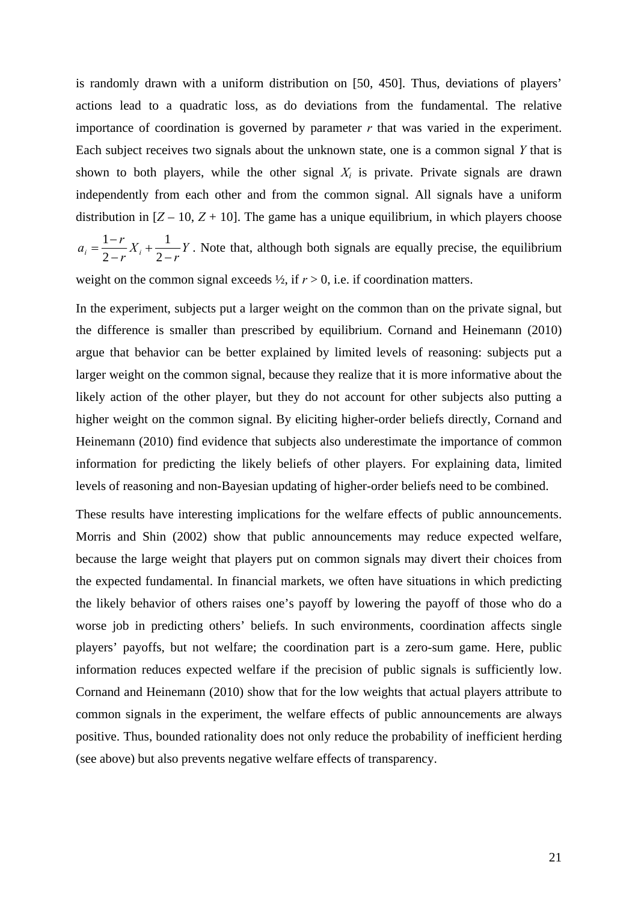is randomly drawn with a uniform distribution on [50, 450]. Thus, deviations of players' actions lead to a quadratic loss, as do deviations from the fundamental. The relative importance of coordination is governed by parameter $r$ that was varied in the experiment. Each subject receives two signals about the unknown state, one is a common signal $Y$ that is shown to both players, while the other signal $X_i$ is private. Private signals are drawn independently from each other and from the common signal. All signals have a uniform distribution in $[Z - 10, Z + 10]$. The game has a unique equilibrium, in which players choose $a_i = \frac{1-r}{2-r} X_i + \frac{1}{2-r} Y$. Note that, although both signals are equally precise, the equilibrium weight on the common signal exceeds ½, if $r > 0$, i.e. if coordination matters.

In the experiment, subjects put a larger weight on the common than on the private signal, but the difference is smaller than prescribed by equilibrium. Cornand and Heinemann (2010) argue that behavior can be better explained by limited levels of reasoning: subjects put a larger weight on the common signal, because they realize that it is more informative about the likely action of the other player, but they do not account for other subjects also putting a higher weight on the common signal. By eliciting higher-order beliefs directly, Cornand and Heinemann (2010) find evidence that subjects also underestimate the importance of common information for predicting the likely beliefs of other players. For explaining data, limited levels of reasoning and non-Bayesian updating of higher-order beliefs need to be combined.

These results have interesting implications for the welfare effects of public announcements. Morris and Shin (2002) show that public announcements may reduce expected welfare, because the large weight that players put on common signals may divert their choices from the expected fundamental. In financial markets, we often have situations in which predicting the likely behavior of others raises one's payoff by lowering the payoff of those who do a worse job in predicting others' beliefs. In such environments, coordination affects single players' payoffs, but not welfare; the coordination part is a zero-sum game. Here, public information reduces expected welfare if the precision of public signals is sufficiently low. Cornand and Heinemann (2010) show that for the low weights that actual players attribute to common signals in the experiment, the welfare effects of public announcements are always positive. Thus, bounded rationality does not only reduce the probability of inefficient herding (see above) but also prevents negative welfare effects of transparency.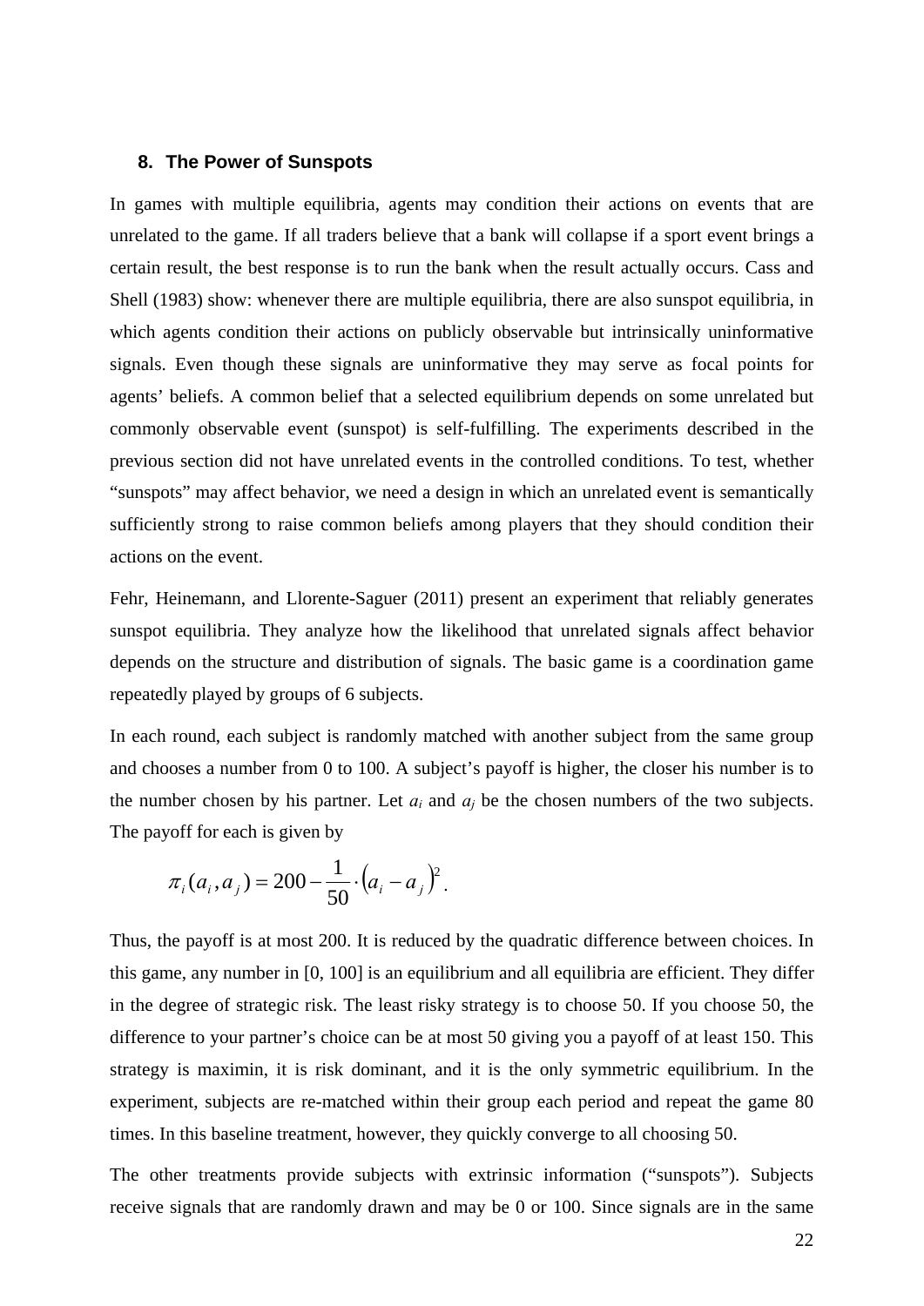## 8. The Power of Sunspots

In games with multiple equilibria, agents may condition their actions on events that are unrelated to the game. If all traders believe that a bank will collapse if a sport event brings a certain result, the best response is to run the bank when the result actually occurs. Cass and Shell (1983) show: whenever there are multiple equilibria, there are also sunspot equilibria, in which agents condition their actions on publicly observable but intrinsically uninformative signals. Even though these signals are uninformative they may serve as focal points for agents' beliefs. A common belief that a selected equilibrium depends on some unrelated but commonly observable event (sunspot) is self-fulfilling. The experiments described in the previous section did not have unrelated events in the controlled conditions. To test, whether "sunspots" may affect behavior, we need a design in which an unrelated event is semantically sufficiently strong to raise common beliefs among players that they should condition their actions on the event.

Fehr, Heinemann, and Llorente-Saguer (2011) present an experiment that reliably generates sunspot equilibria. They analyze how the likelihood that unrelated signals affect behavior depends on the structure and distribution of signals. The basic game is a coordination game repeatedly played by groups of 6 subjects.

In each round, each subject is randomly matched with another subject from the same group and chooses a number from 0 to 100. A subject's payoff is higher, the closer his number is to the number chosen by his partner. Let $a_i$ and $a_j$ be the chosen numbers of the two subjects. The payoff for each is given by

$$\pi_i(a_i, a_j) = 200 - \frac{1}{50} \cdot \left(a_i - a_j\right)^2 .$$

Thus, the payoff is at most 200. It is reduced by the quadratic difference between choices. In this game, any number in [0, 100] is an equilibrium and all equilibria are efficient. They differ in the degree of strategic risk. The least risky strategy is to choose 50. If you choose 50, the difference to your partner's choice can be at most 50 giving you a payoff of at least 150. This strategy is maximin, it is risk dominant, and it is the only symmetric equilibrium. In the experiment, subjects are re-matched within their group each period and repeat the game 80 times. In this baseline treatment, however, they quickly converge to all choosing 50.

The other treatments provide subjects with extrinsic information ("sunspots"). Subjects receive signals that are randomly drawn and may be 0 or 100. Since signals are in the same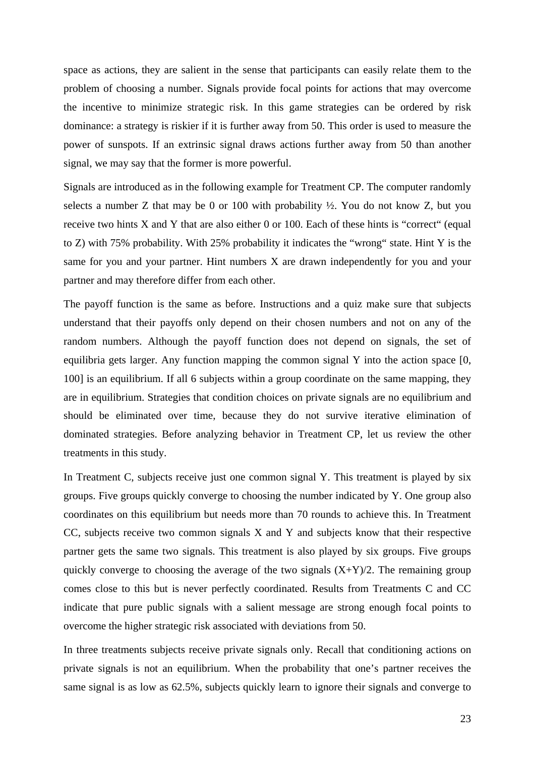space as actions, they are salient in the sense that participants can easily relate them to the problem of choosing a number. Signals provide focal points for actions that may overcome the incentive to minimize strategic risk. In this game strategies can be ordered by risk dominance: a strategy is riskier if it is further away from 50. This order is used to measure the power of sunspots. If an extrinsic signal draws actions further away from 50 than another signal, we may say that the former is more powerful.

Signals are introduced as in the following example for Treatment CP. The computer randomly selects a number Z that may be 0 or 100 with probability ½. You do not know Z, but you receive two hints X and Y that are also either 0 or 100. Each of these hints is "correct" (equal to Z) with 75% probability. With 25% probability it indicates the "wrong" state. Hint Y is the same for you and your partner. Hint numbers X are drawn independently for you and your partner and may therefore differ from each other.

The payoff function is the same as before. Instructions and a quiz make sure that subjects understand that their payoffs only depend on their chosen numbers and not on any of the random numbers. Although the payoff function does not depend on signals, the set of equilibria gets larger. Any function mapping the common signal Y into the action space [0, 100] is an equilibrium. If all 6 subjects within a group coordinate on the same mapping, they are in equilibrium. Strategies that condition choices on private signals are no equilibrium and should be eliminated over time, because they do not survive iterative elimination of dominated strategies. Before analyzing behavior in Treatment CP, let us review the other treatments in this study.

In Treatment C, subjects receive just one common signal Y. This treatment is played by six groups. Five groups quickly converge to choosing the number indicated by Y. One group also coordinates on this equilibrium but needs more than 70 rounds to achieve this. In Treatment CC, subjects receive two common signals X and Y and subjects know that their respective partner gets the same two signals. This treatment is also played by six groups. Five groups quickly converge to choosing the average of the two signals $(X+Y)/2$. The remaining group comes close to this but is never perfectly coordinated. Results from Treatments C and CC indicate that pure public signals with a salient message are strong enough focal points to overcome the higher strategic risk associated with deviations from 50.

In three treatments subjects receive private signals only. Recall that conditioning actions on private signals is not an equilibrium. When the probability that one's partner receives the same signal is as low as 62.5%, subjects quickly learn to ignore their signals and converge to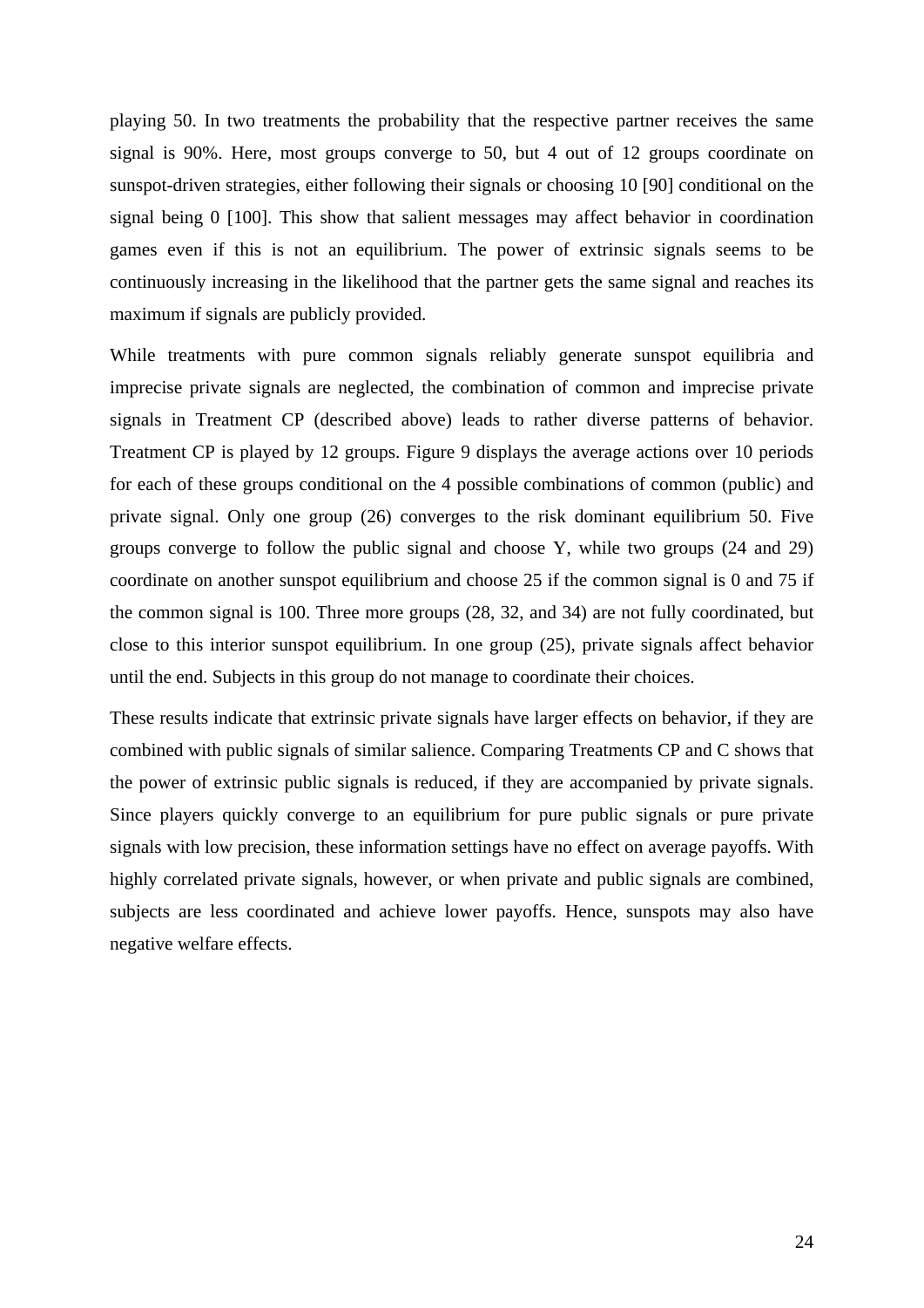playing 50. In two treatments the probability that the respective partner receives the same signal is 90%. Here, most groups converge to 50, but 4 out of 12 groups coordinate on sunspot-driven strategies, either following their signals or choosing 10 [90] conditional on the signal being 0 [100]. This show that salient messages may affect behavior in coordination games even if this is not an equilibrium. The power of extrinsic signals seems to be continuously increasing in the likelihood that the partner gets the same signal and reaches its maximum if signals are publicly provided.

While treatments with pure common signals reliably generate sunspot equilibria and imprecise private signals are neglected, the combination of common and imprecise private signals in Treatment CP (described above) leads to rather diverse patterns of behavior. Treatment CP is played by 12 groups. Figure 9 displays the average actions over 10 periods for each of these groups conditional on the 4 possible combinations of common (public) and private signal. Only one group (26) converges to the risk dominant equilibrium 50. Five groups converge to follow the public signal and choose Y, while two groups (24 and 29) coordinate on another sunspot equilibrium and choose 25 if the common signal is 0 and 75 if the common signal is 100. Three more groups (28, 32, and 34) are not fully coordinated, but close to this interior sunspot equilibrium. In one group (25), private signals affect behavior until the end. Subjects in this group do not manage to coordinate their choices.

These results indicate that extrinsic private signals have larger effects on behavior, if they are combined with public signals of similar salience. Comparing Treatments CP and C shows that the power of extrinsic public signals is reduced, if they are accompanied by private signals. Since players quickly converge to an equilibrium for pure public signals or pure private signals with low precision, these information settings have no effect on average payoffs. With highly correlated private signals, however, or when private and public signals are combined, subjects are less coordinated and achieve lower payoffs. Hence, sunspots may also have negative welfare effects.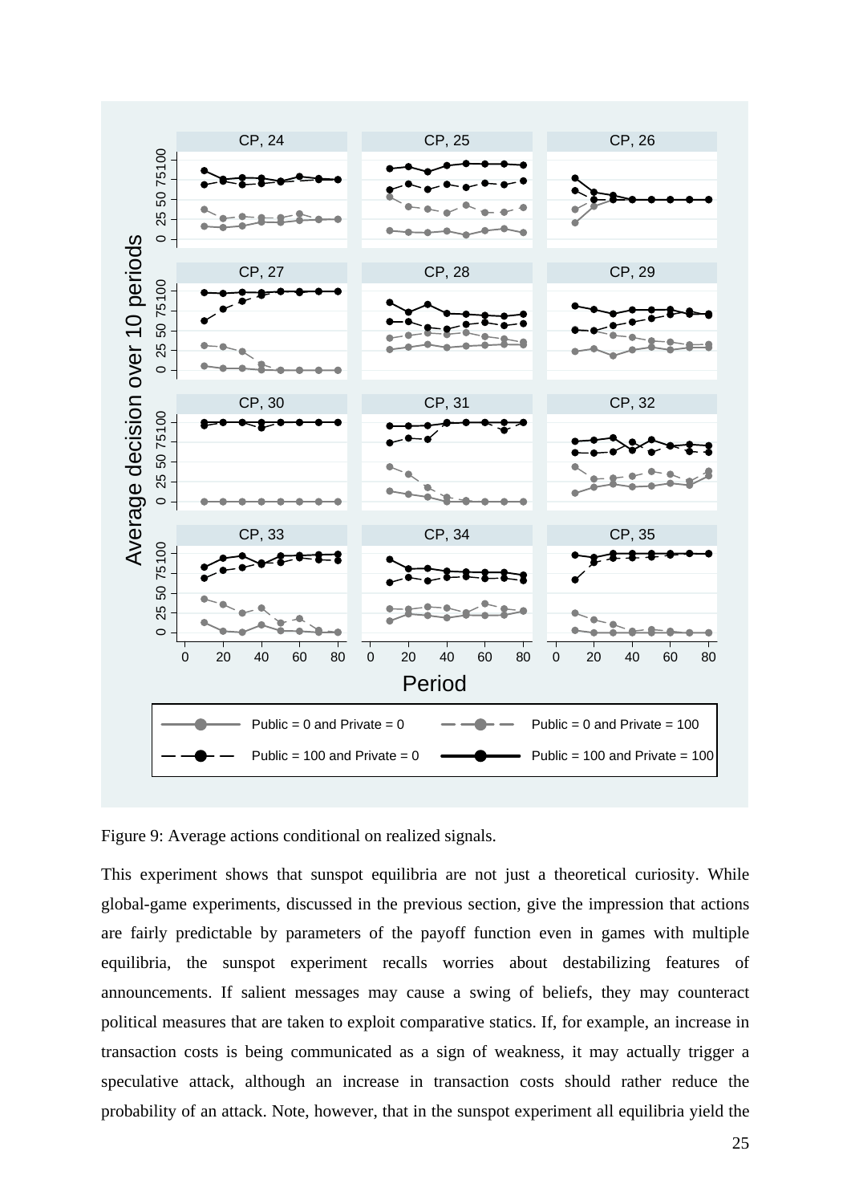CP, 24
CP, 25
CP, 26
CP, 27
CP, 28
CP, 29
CP, 30
CP, 31
CP, 32
CP, 33
CP, 34
CP, 35

Average decision over 10 periods

0 25 50 75 100

0 20 40 60 80

Period

Public = 0 and Private = 0
Public = 0 and Private = 100
Public = 100 and Private = 0
Public = 100 and Private = 100

Figure 9: Average actions conditional on realized signals.

This experiment shows that sunspot equilibria are not just a theoretical curiosity. While global-game experiments, discussed in the previous section, give the impression that actions are fairly predictable by parameters of the payoff function even in games with multiple equilibria, the sunspot experiment recalls worries about destabilizing features of announcements. If salient messages may cause a swing of beliefs, they may counteract political measures that are taken to exploit comparative statics. If, for example, an increase in transaction costs is being communicated as a sign of weakness, it may actually trigger a speculative attack, although an increase in transaction costs should rather reduce the probability of an attack. Note, however, that in the sunspot experiment all equilibria yield the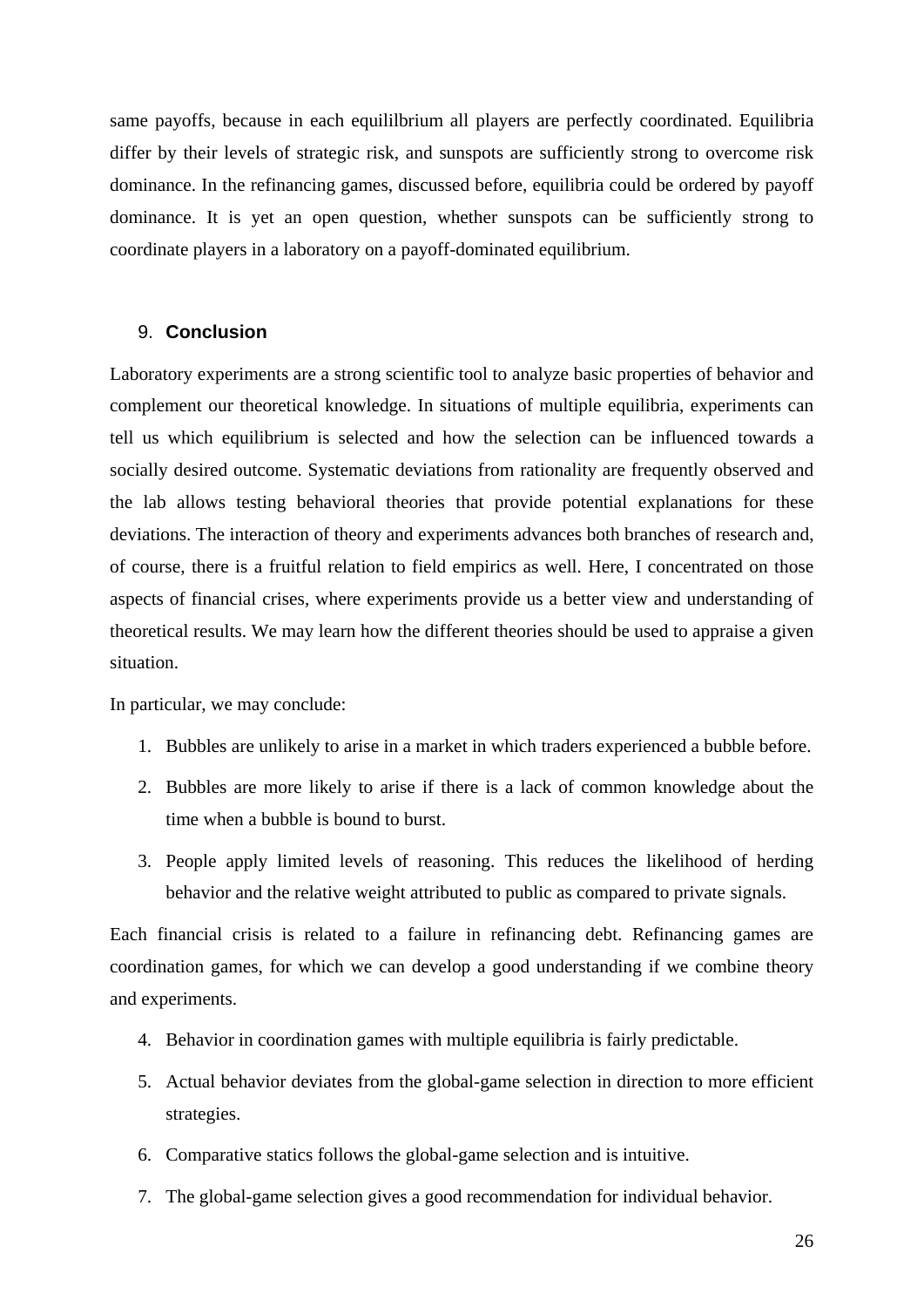same payoffs, because in each equilibrium all players are perfectly coordinated. Equilibria differ by their levels of strategic risk, and sunspots are sufficiently strong to overcome risk dominance. In the refinancing games, discussed before, equilibria could be ordered by payoff dominance. It is yet an open question, whether sunspots can be sufficiently strong to coordinate players in a laboratory on a payoff-dominated equilibrium.

## 9. Conclusion

Laboratory experiments are a strong scientific tool to analyze basic properties of behavior and complement our theoretical knowledge. In situations of multiple equilibria, experiments can tell us which equilibrium is selected and how the selection can be influenced towards a socially desired outcome. Systematic deviations from rationality are frequently observed and the lab allows testing behavioral theories that provide potential explanations for these deviations. The interaction of theory and experiments advances both branches of research and, of course, there is a fruitful relation to field empirics as well. Here, I concentrated on those aspects of financial crises, where experiments provide us a better view and understanding of theoretical results. We may learn how the different theories should be used to appraise a given situation.

In particular, we may conclude:

1. Bubbles are unlikely to arise in a market in which traders experienced a bubble before.
2. Bubbles are more likely to arise if there is a lack of common knowledge about the time when a bubble is bound to burst.
3. People apply limited levels of reasoning. This reduces the likelihood of herding behavior and the relative weight attributed to public as compared to private signals.

Each financial crisis is related to a failure in refinancing debt. Refinancing games are coordination games, for which we can develop a good understanding if we combine theory and experiments.

4. Behavior in coordination games with multiple equilibria is fairly predictable.
5. Actual behavior deviates from the global-game selection in direction to more efficient strategies.
6. Comparative statics follows the global-game selection and is intuitive.
7. The global-game selection gives a good recommendation for individual behavior.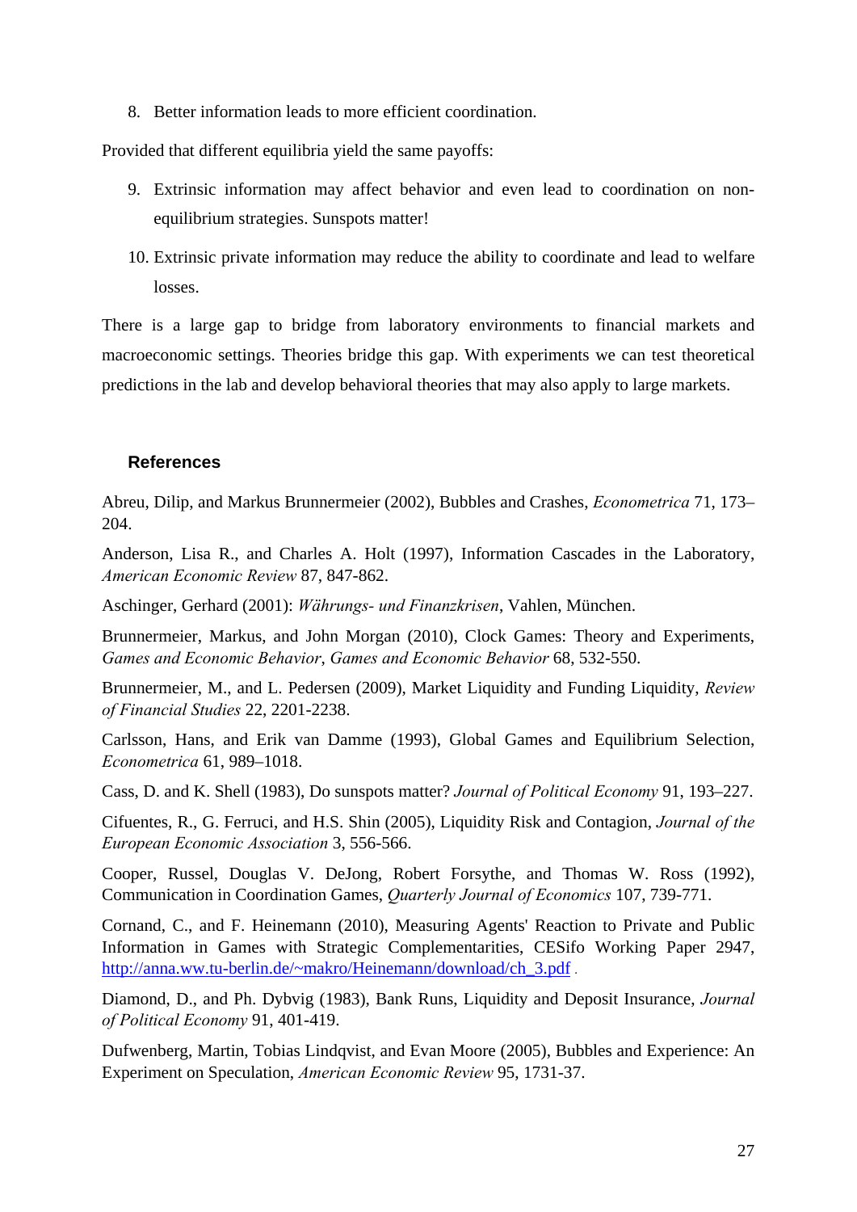8. Better information leads to more efficient coordination.

Provided that different equilibria yield the same payoffs:

9. Extrinsic information may affect behavior and even lead to coordination on non-equilibrium strategies. Sunspots matter!

10. Extrinsic private information may reduce the ability to coordinate and lead to welfare losses.

There is a large gap to bridge from laboratory environments to financial markets and macroeconomic settings. Theories bridge this gap. With experiments we can test theoretical predictions in the lab and develop behavioral theories that may also apply to large markets.

## References

Abreu, Dilip, and Markus Brunnermeier (2002), Bubbles and Crashes, *Econometrica* 71, 173–204.

Anderson, Lisa R., and Charles A. Holt (1997), Information Cascades in the Laboratory, *American Economic Review* 87, 847-862.

Aschinger, Gerhard (2001): *Währungs- und Finanzkrisen*, Vahlen, München.

Brunnermeier, Markus, and John Morgan (2010), Clock Games: Theory and Experiments, *Games and Economic Behavior*, *Games and Economic Behavior* 68, 532-550.

Brunnermeier, M., and L. Pedersen (2009), Market Liquidity and Funding Liquidity, *Review of Financial Studies* 22, 2201-2238.

Carlsson, Hans, and Erik van Damme (1993), Global Games and Equilibrium Selection, *Econometrica* 61, 989–1018.

Cass, D. and K. Shell (1983), Do sunspots matter? *Journal of Political Economy* 91, 193–227.

Cifuentes, R., G. Ferruci, and H.S. Shin (2005), Liquidity Risk and Contagion, *Journal of the European Economic Association* 3, 556-566.

Cooper, Russel, Douglas V. DeJong, Robert Forsythe, and Thomas W. Ross (1992), Communication in Coordination Games, *Quarterly Journal of Economics* 107, 739-771.

Cornand, C., and F. Heinemann (2010), Measuring Agents' Reaction to Private and Public Information in Games with Strategic Complementarities, CESifo Working Paper 2947, http://anna.ww.tu-berlin.de/~makro/Heinemann/download/ch_3.pdf .

Diamond, D., and Ph. Dybvig (1983), Bank Runs, Liquidity and Deposit Insurance, *Journal of Political Economy* 91, 401-419.

Dufwenberg, Martin, Tobias Lindqvist, and Evan Moore (2005), Bubbles and Experience: An Experiment on Speculation, *American Economic Review* 95, 1731-37.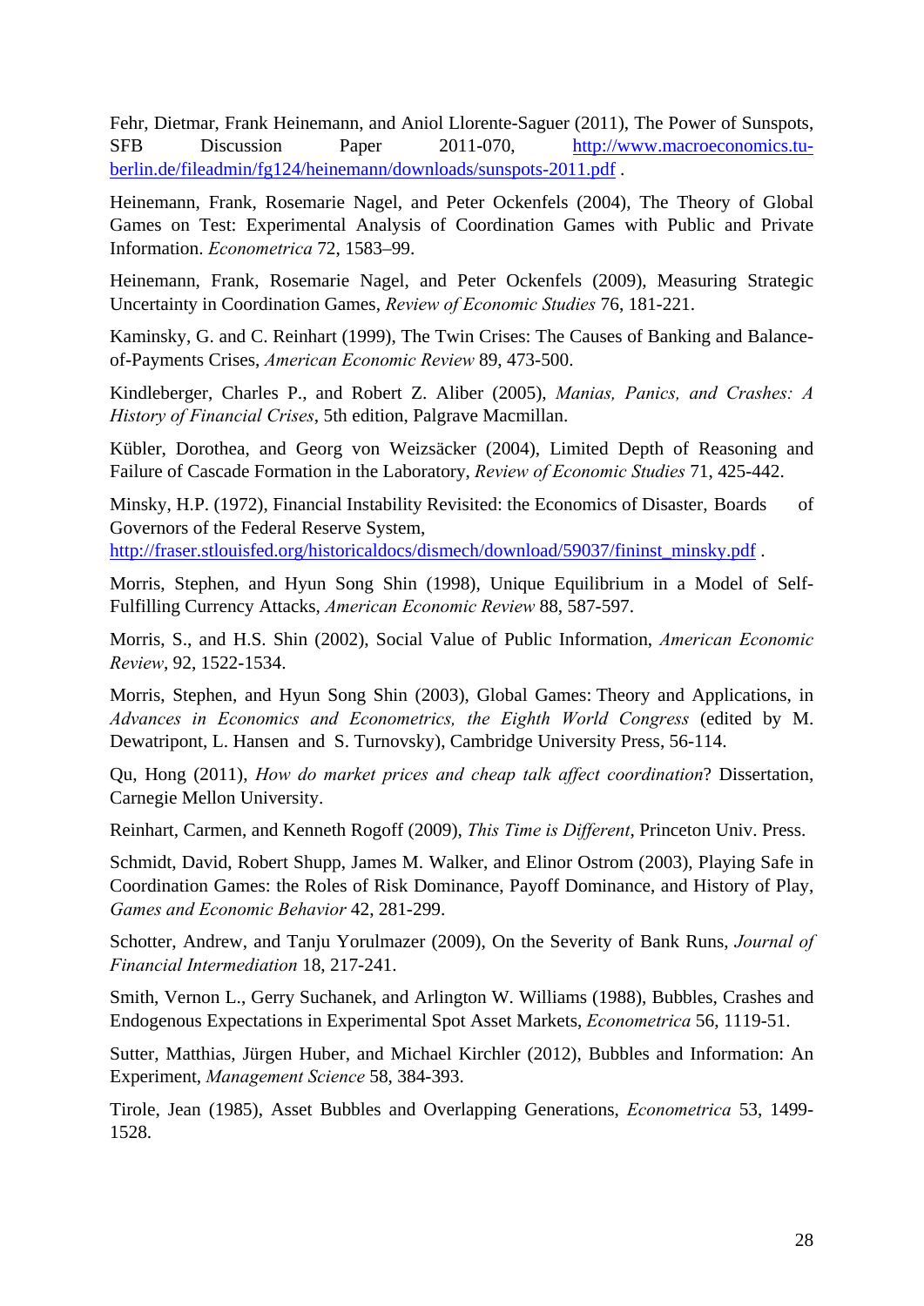Fehr, Dietmar, Frank Heinemann, and Aniol Llorente-Saguer (2011), The Power of Sunspots, SFB Discussion Paper 2011-070, http://www.macroeconomics.tu-berlin.de/fileadmin/fg124/heinemann/downloads/sunspots-2011.pdf .

Heinemann, Frank, Rosemarie Nagel, and Peter Ockenfels (2004), The Theory of Global Games on Test: Experimental Analysis of Coordination Games with Public and Private Information. *Econometrica* 72, 1583–99.

Heinemann, Frank, Rosemarie Nagel, and Peter Ockenfels (2009), Measuring Strategic Uncertainty in Coordination Games, *Review of Economic Studies* 76, 181-221.

Kaminsky, G. and C. Reinhart (1999), The Twin Crises: The Causes of Banking and Balance-of-Payments Crises, *American Economic Review* 89, 473-500.

Kindleberger, Charles P., and Robert Z. Aliber (2005), *Manias, Panics, and Crashes: A History of Financial Crises*, 5th edition, Palgrave Macmillan.

Kübler, Dorothea, and Georg von Weizsäcker (2004), Limited Depth of Reasoning and Failure of Cascade Formation in the Laboratory, *Review of Economic Studies* 71, 425-442.

Minsky, H.P. (1972), Financial Instability Revisited: the Economics of Disaster, Boards of Governors of the Federal Reserve System, http://fraser.stlouisfed.org/historicaldocs/dismech/download/59037/fininst_minsky.pdf .

Morris, Stephen, and Hyun Song Shin (1998), Unique Equilibrium in a Model of Self-Fulfilling Currency Attacks, *American Economic Review* 88, 587-597.

Morris, S., and H.S. Shin (2002), Social Value of Public Information, *American Economic Review*, 92, 1522-1534.

Morris, Stephen, and Hyun Song Shin (2003), Global Games: Theory and Applications, in *Advances in Economics and Econometrics, the Eighth World Congress* (edited by M. Dewatripont, L. Hansen and S. Turnovsky), Cambridge University Press, 56-114.

Qu, Hong (2011), *How do market prices and cheap talk affect coordination*? Dissertation, Carnegie Mellon University.

Reinhart, Carmen, and Kenneth Rogoff (2009), *This Time is Different*, Princeton Univ. Press.

Schmidt, David, Robert Shupp, James M. Walker, and Elinor Ostrom (2003), Playing Safe in Coordination Games: the Roles of Risk Dominance, Payoff Dominance, and History of Play, *Games and Economic Behavior* 42, 281-299.

Schotter, Andrew, and Tanju Yorulmazer (2009), On the Severity of Bank Runs, *Journal of Financial Intermediation* 18, 217-241.

Smith, Vernon L., Gerry Suchanek, and Arlington W. Williams (1988), Bubbles, Crashes and Endogenous Expectations in Experimental Spot Asset Markets, *Econometrica* 56, 1119-51.

Sutter, Matthias, Jürgen Huber, and Michael Kirchler (2012), Bubbles and Information: An Experiment, *Management Science* 58, 384-393.

Tirole, Jean (1985), Asset Bubbles and Overlapping Generations, *Econometrica* 53, 1499-1528.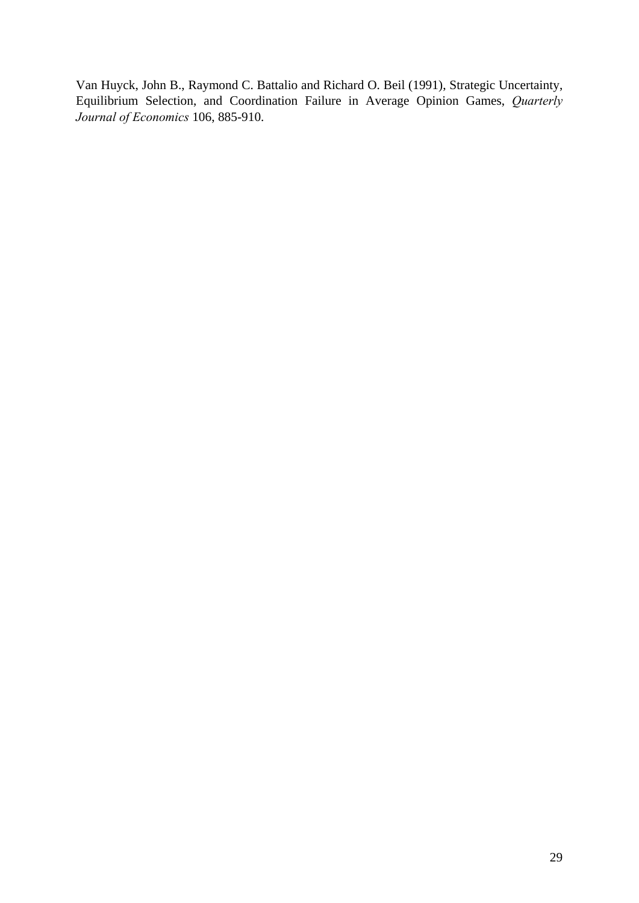Van Huyck, John B., Raymond C. Battalio and Richard O. Beil (1991), Strategic Uncertainty, Equilibrium Selection, and Coordination Failure in Average Opinion Games, *Quarterly Journal of Economics* 106, 885-910.